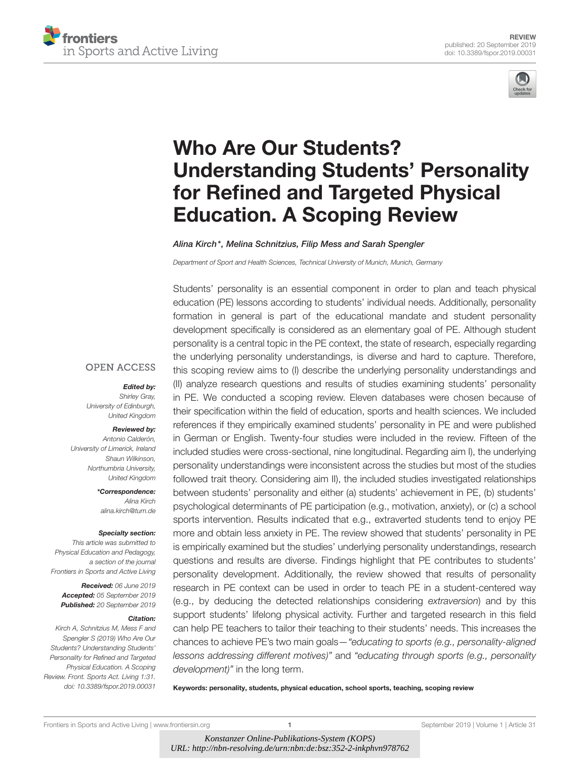REVIEW
published: 20 September 2019
doi: 10.3389/fspor.2019.00031

# Who Are Our Students? Understanding Students' Personality for Refined and Targeted Physical Education. A Scoping Review

*Alina Kirch\*, Melina Schnitzius, Filip Mess and Sarah Spengler*

*Department of Sport and Health Sciences, Technical University of Munich, Munich, Germany*

Students' personality is an essential component in order to plan and teach physical education (PE) lessons according to students' individual needs. Additionally, personality formation in general is part of the educational mandate and student personality development specifically is considered as an elementary goal of PE. Although student personality is a central topic in the PE context, the state of research, especially regarding the underlying personality understandings, is diverse and hard to capture. Therefore, this scoping review aims to (I) describe the underlying personality understandings and (II) analyze research questions and results of studies examining students' personality in PE. We conducted a scoping review. Eleven databases were chosen because of their specification within the field of education, sports and health sciences. We included references if they empirically examined students' personality in PE and were published in German or English. Twenty-four studies were included in the review. Fifteen of the included studies were cross-sectional, nine longitudinal. Regarding aim I), the underlying personality understandings were inconsistent across the studies but most of the studies followed trait theory. Considering aim II), the included studies investigated relationships between students' personality and either (a) students' achievement in PE, (b) students' psychological determinants of PE participation (e.g., motivation, anxiety), or (c) a school sports intervention. Results indicated that e.g., extraverted students tend to enjoy PE more and obtain less anxiety in PE. The review showed that students' personality in PE is empirically examined but the studies' underlying personality understandings, research questions and results are diverse. Findings highlight that PE contributes to students' personality development. Additionally, the review showed that results of personality research in PE context can be used in order to teach PE in a student-centered way (e.g., by deducing the detected relationships considering *extraversion*) and by this support students' lifelong physical activity. Further and targeted research in this field can help PE teachers to tailor their teaching to their students' needs. This increases the chances to achieve PE's two main goals—*"educating to sports (e.g., personality-aligned lessons addressing different motives)"* and *"educating through sports (e.g., personality development)"* in the long term.

**Keywords: personality, students, physical education, school sports, teaching, scoping review**

OPEN ACCESS

***Edited by:***
*Shirley Gray,*
*University of Edinburgh,*
*United Kingdom*

***Reviewed by:***
*Antonio Calderón,*
*University of Limerick, Ireland*
*Shaun Wilkinson,*
*Northumbria University,*
*United Kingdom*

***\*Correspondence:***
*Alina Kirch*
*alina.kirch@tum.de*

***Specialty section:***
*This article was submitted to Physical Education and Pedagogy, a section of the journal Frontiers in Sports and Active Living*

***Received:*** *06 June 2019*
***Accepted:*** *05 September 2019*
***Published:*** *20 September 2019*

***Citation:***
*Kirch A, Schnitzius M, Mess F and Spengler S (2019) Who Are Our Students? Understanding Students' Personality for Refined and Targeted Physical Education. A Scoping Review. Front. Sports Act. Living 1:31. doi: 10.3389/fspor.2019.00031*

*Konstanzer Online-Publikations-System (KOPS)*
*URL: http://nbn-resolving.de/urn:nbn:de:bsz:352-2-inkphvn978762*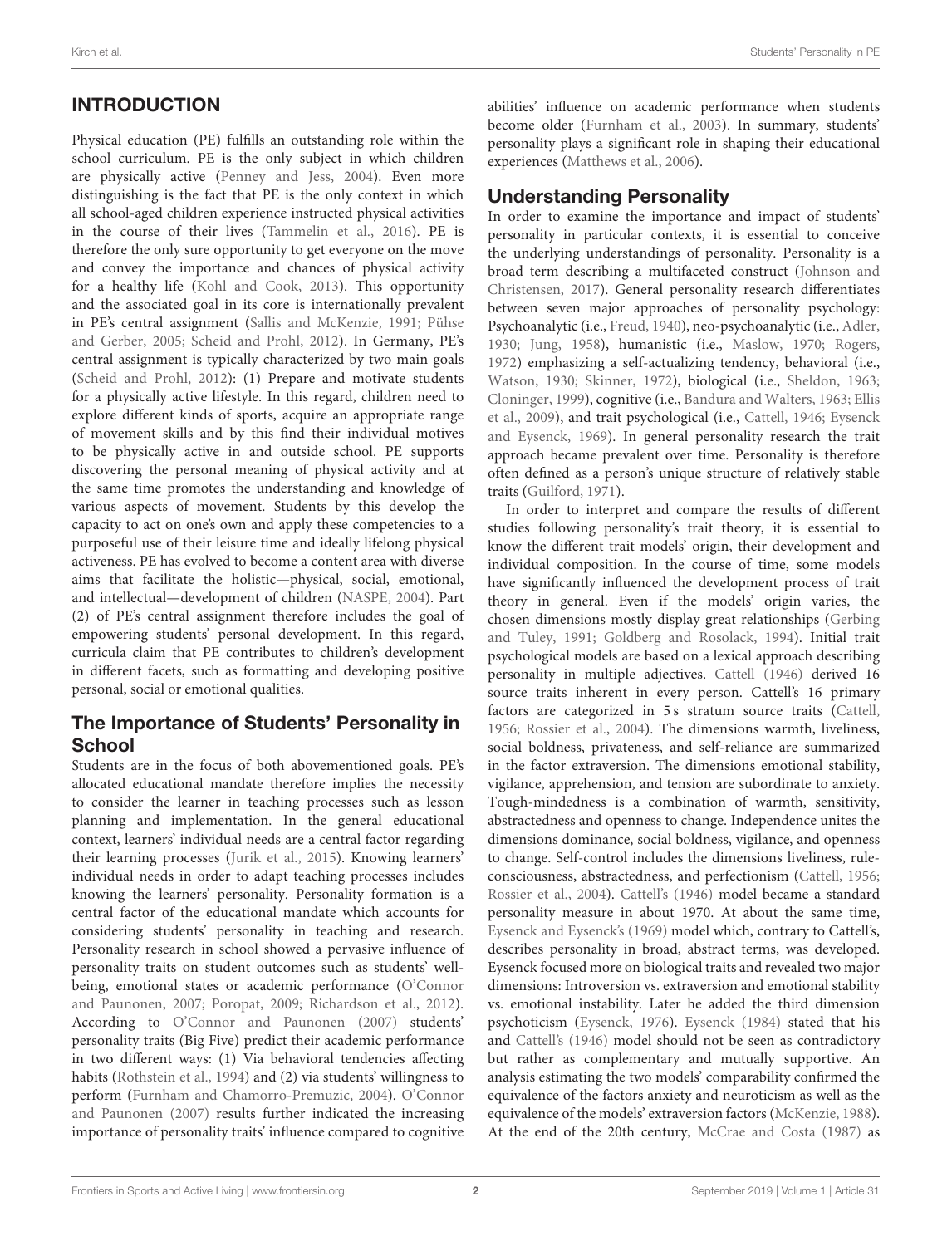## INTRODUCTION

Physical education (PE) fulfills an outstanding role within the school curriculum. PE is the only subject in which children are physically active (Penney and Jess, 2004). Even more distinguishing is the fact that PE is the only context in which all school-aged children experience instructed physical activities in the course of their lives (Tammelin et al., 2016). PE is therefore the only sure opportunity to get everyone on the move and convey the importance and chances of physical activity for a healthy life (Kohl and Cook, 2013). This opportunity and the associated goal in its core is internationally prevalent in PE's central assignment (Sallis and McKenzie, 1991; Pühse and Gerber, 2005; Scheid and Prohl, 2012). In Germany, PE's central assignment is typically characterized by two main goals (Scheid and Prohl, 2012): (1) Prepare and motivate students for a physically active lifestyle. In this regard, children need to explore different kinds of sports, acquire an appropriate range of movement skills and by this find their individual motives to be physically active in and outside school. PE supports discovering the personal meaning of physical activity and at the same time promotes the understanding and knowledge of various aspects of movement. Students by this develop the capacity to act on one's own and apply these competencies to a purposeful use of their leisure time and ideally lifelong physical activeness. PE has evolved to become a content area with diverse aims that facilitate the holistic—physical, social, emotional, and intellectual—development of children (NASPE, 2004). Part (2) of PE's central assignment therefore includes the goal of empowering students' personal development. In this regard, curricula claim that PE contributes to children's development in different facets, such as formatting and developing positive personal, social or emotional qualities.

### The Importance of Students' Personality in School

Students are in the focus of both abovementioned goals. PE's allocated educational mandate therefore implies the necessity to consider the learner in teaching processes such as lesson planning and implementation. In the general educational context, learners' individual needs are a central factor regarding their learning processes (Jurik et al., 2015). Knowing learners' individual needs in order to adapt teaching processes includes knowing the learners' personality. Personality formation is a central factor of the educational mandate which accounts for considering students' personality in teaching and research. Personality research in school showed a pervasive influence of personality traits on student outcomes such as students' well-being, emotional states or academic performance (O'Connor and Paunonen, 2007; Poropat, 2009; Richardson et al., 2012). According to O'Connor and Paunonen (2007) students' personality traits (Big Five) predict their academic performance in two different ways: (1) Via behavioral tendencies affecting habits (Rothstein et al., 1994) and (2) via students' willingness to perform (Furnham and Chamorro-Premuzic, 2004). O'Connor and Paunonen (2007) results further indicated the increasing importance of personality traits' influence compared to cognitive abilities' influence on academic performance when students become older (Furnham et al., 2003). In summary, students' personality plays a significant role in shaping their educational experiences (Matthews et al., 2006).

### Understanding Personality

In order to examine the importance and impact of students' personality in particular contexts, it is essential to conceive the underlying understandings of personality. Personality is a broad term describing a multifaceted construct (Johnson and Christensen, 2017). General personality research differentiates between seven major approaches of personality psychology: Psychoanalytic (i.e., Freud, 1940), neo-psychoanalytic (i.e., Adler, 1930; Jung, 1958), humanistic (i.e., Maslow, 1970; Rogers, 1972) emphasizing a self-actualizing tendency, behavioral (i.e., Watson, 1930; Skinner, 1972), biological (i.e., Sheldon, 1963; Cloninger, 1999), cognitive (i.e., Bandura and Walters, 1963; Ellis et al., 2009), and trait psychological (i.e., Cattell, 1946; Eysenck and Eysenck, 1969). In general personality research the trait approach became prevalent over time. Personality is therefore often defined as a person's unique structure of relatively stable traits (Guilford, 1971).

In order to interpret and compare the results of different studies following personality's trait theory, it is essential to know the different trait models' origin, their development and individual composition. In the course of time, some models have significantly influenced the development process of trait theory in general. Even if the models' origin varies, the chosen dimensions mostly display great relationships (Gerbing and Tuley, 1991; Goldberg and Rosolack, 1994). Initial trait psychological models are based on a lexical approach describing personality in multiple adjectives. Cattell (1946) derived 16 source traits inherent in every person. Cattell's 16 primary factors are categorized in 5 s stratum source traits (Cattell, 1956; Rossier et al., 2004). The dimensions warmth, liveliness, social boldness, privateness, and self-reliance are summarized in the factor extraversion. The dimensions emotional stability, vigilance, apprehension, and tension are subordinate to anxiety. Tough-mindedness is a combination of warmth, sensitivity, abstractedness and openness to change. Independence unites the dimensions dominance, social boldness, vigilance, and openness to change. Self-control includes the dimensions liveliness, rule-consciousness, abstractedness, and perfectionism (Cattell, 1956; Rossier et al., 2004). Cattell's (1946) model became a standard personality measure in about 1970. At about the same time, Eysenck and Eysenck's (1969) model which, contrary to Cattell's, describes personality in broad, abstract terms, was developed. Eysenck focused more on biological traits and revealed two major dimensions: Introversion vs. extraversion and emotional stability vs. emotional instability. Later he added the third dimension psychoticism (Eysenck, 1976). Eysenck (1984) stated that his and Cattell's (1946) model should not be seen as contradictory but rather as complementary and mutually supportive. An analysis estimating the two models' comparability confirmed the equivalence of the factors anxiety and neuroticism as well as the equivalence of the models' extraversion factors (McKenzie, 1988). At the end of the 20th century, McCrae and Costa (1987) as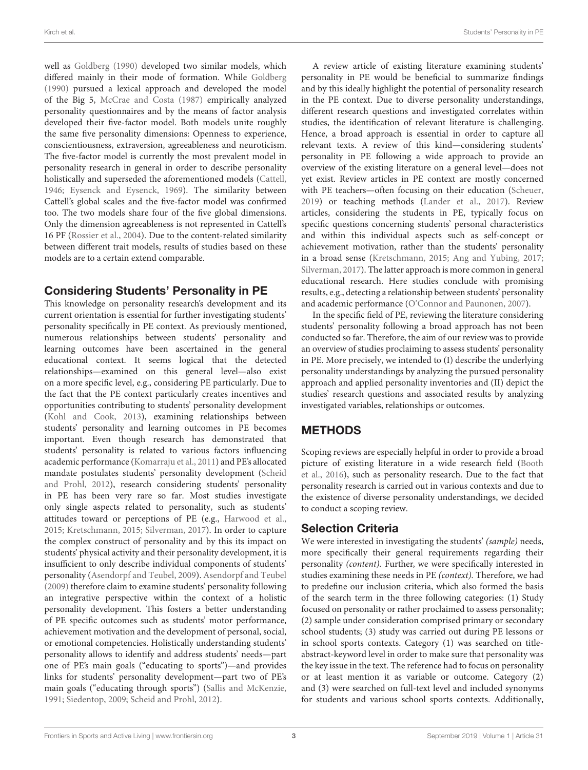well as Goldberg (1990) developed two similar models, which differed mainly in their mode of formation. While Goldberg (1990) pursued a lexical approach and developed the model of the Big 5, McCrae and Costa (1987) empirically analyzed personality questionnaires and by the means of factor analysis developed their five-factor model. Both models unite roughly the same five personality dimensions: Openness to experience, conscientiousness, extraversion, agreeableness and neuroticism. The five-factor model is currently the most prevalent model in personality research in general in order to describe personality holistically and superseded the aforementioned models (Cattell, 1946; Eysenck and Eysenck, 1969). The similarity between Cattell's global scales and the five-factor model was confirmed too. The two models share four of the five global dimensions. Only the dimension agreeableness is not represented in Cattell's 16 PF (Rossier et al., 2004). Due to the content-related similarity between different trait models, results of studies based on these models are to a certain extend comparable.

## Considering Students' Personality in PE

This knowledge on personality research's development and its current orientation is essential for further investigating students' personality specifically in PE context. As previously mentioned, numerous relationships between students' personality and learning outcomes have been ascertained in the general educational context. It seems logical that the detected relationships—examined on this general level—also exist on a more specific level, e.g., considering PE particularly. Due to the fact that the PE context particularly creates incentives and opportunities contributing to students' personality development (Kohl and Cook, 2013), examining relationships between students' personality and learning outcomes in PE becomes important. Even though research has demonstrated that students' personality is related to various factors influencing academic performance (Komarraju et al., 2011) and PE's allocated mandate postulates students' personality development (Scheid and Prohl, 2012), research considering students' personality in PE has been very rare so far. Most studies investigate only single aspects related to personality, such as students' attitudes toward or perceptions of PE (e.g., Harwood et al., 2015; Kretschmann, 2015; Silverman, 2017). In order to capture the complex construct of personality and by this its impact on students' physical activity and their personality development, it is insufficient to only describe individual components of students' personality (Asendorpf and Teubel, 2009). Asendorpf and Teubel (2009) therefore claim to examine students' personality following an integrative perspective within the context of a holistic personality development. This fosters a better understanding of PE specific outcomes such as students' motor performance, achievement motivation and the development of personal, social, or emotional competencies. Holistically understanding students' personality allows to identify and address students' needs—part one of PE's main goals ("educating to sports")—and provides links for students' personality development—part two of PE's main goals ("educating through sports") (Sallis and McKenzie, 1991; Siedentop, 2009; Scheid and Prohl, 2012).

A review article of existing literature examining students' personality in PE would be beneficial to summarize findings and by this ideally highlight the potential of personality research in the PE context. Due to diverse personality understandings, different research questions and investigated correlates within studies, the identification of relevant literature is challenging. Hence, a broad approach is essential in order to capture all relevant texts. A review of this kind—considering students' personality in PE following a wide approach to provide an overview of the existing literature on a general level—does not yet exist. Review articles in PE context are mostly concerned with PE teachers—often focusing on their education (Scheuer, 2019) or teaching methods (Lander et al., 2017). Review articles, considering the students in PE, typically focus on specific questions concerning students' personal characteristics and within this individual aspects such as self-concept or achievement motivation, rather than the students' personality in a broad sense (Kretschmann, 2015; Ang and Yubing, 2017; Silverman, 2017). The latter approach is more common in general educational research. Here studies conclude with promising results, e.g., detecting a relationship between students' personality and academic performance (O'Connor and Paunonen, 2007).

In the specific field of PE, reviewing the literature considering students' personality following a broad approach has not been conducted so far. Therefore, the aim of our review was to provide an overview of studies proclaiming to assess students' personality in PE. More precisely, we intended to (I) describe the underlying personality understandings by analyzing the pursued personality approach and applied personality inventories and (II) depict the studies' research questions and associated results by analyzing investigated variables, relationships or outcomes.

# METHODS

Scoping reviews are especially helpful in order to provide a broad picture of existing literature in a wide research field (Booth et al., 2016), such as personality research. Due to the fact that personality research is carried out in various contexts and due to the existence of diverse personality understandings, we decided to conduct a scoping review.

## Selection Criteria

We were interested in investigating the students' *(sample)* needs, more specifically their general requirements regarding their personality *(content)*. Further, we were specifically interested in studies examining these needs in PE *(context)*. Therefore, we had to predefine our inclusion criteria, which also formed the basis of the search term in the three following categories: (1) Study focused on personality or rather proclaimed to assess personality; (2) sample under consideration comprised primary or secondary school students; (3) study was carried out during PE lessons or in school sports contexts. Category (1) was searched on title-abstract-keyword level in order to make sure that personality was the key issue in the text. The reference had to focus on personality or at least mention it as variable or outcome. Category (2) and (3) were searched on full-text level and included synonyms for students and various school sports contexts. Additionally,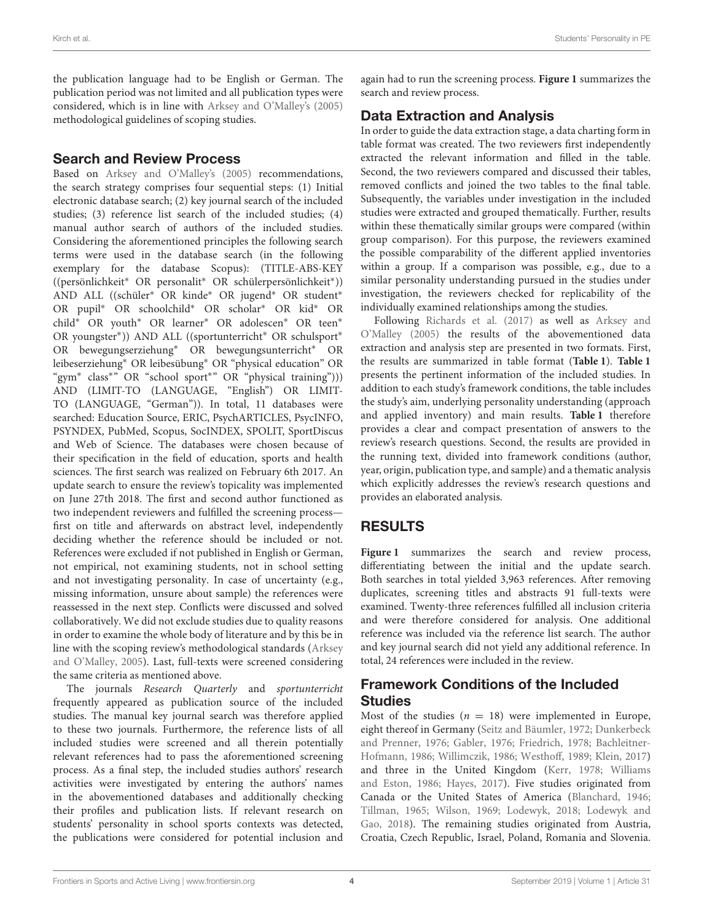the publication language had to be English or German. The publication period was not limited and all publication types were considered, which is in line with Arksey and O'Malley's (2005) methodological guidelines of scoping studies.

## Search and Review Process

Based on Arksey and O'Malley's (2005) recommendations, the search strategy comprises four sequential steps: (1) Initial electronic database search; (2) key journal search of the included studies; (3) reference list search of the included studies; (4) manual author search of authors of the included studies. Considering the aforementioned principles the following search terms were used in the database search (in the following exemplary for the database Scopus): (TITLE-ABS-KEY ((persönlichkeit* OR personalit* OR schülerpersönlichkeit*)) AND ALL ((schüler* OR kinde* OR jugend* OR student* OR pupil* OR schoolchild* OR scholar* OR kid* OR child* OR youth* OR learner* OR adolescen* OR teen* OR youngster*)) AND ALL ((sportunterricht* OR schulsport* OR bewegungserziehung* OR bewegungsunterricht* OR leibeserziehung* OR leibesübung* OR "physical education" OR "gym* class*" OR "school sport*" OR "physical training"))) AND (LIMIT-TO (LANGUAGE, "English") OR LIMIT-TO (LANGUAGE, "German")). In total, 11 databases were searched: Education Source, ERIC, PsychARTICLES, PsycINFO, PSYNDEX, PubMed, Scopus, SocINDEX, SPOLIT, SportDiscus and Web of Science. The databases were chosen because of their specification in the field of education, sports and health sciences. The first search was realized on February 6th 2017. An update search to ensure the review's topicality was implemented on June 27th 2018. The first and second author functioned as two independent reviewers and fulfilled the screening process—first on title and afterwards on abstract level, independently deciding whether the reference should be included or not. References were excluded if not published in English or German, not empirical, not examining students, not in school setting and not investigating personality. In case of uncertainty (e.g., missing information, unsure about sample) the references were reassessed in the next step. Conflicts were discussed and solved collaboratively. We did not exclude studies due to quality reasons in order to examine the whole body of literature and by this be in line with the scoping review's methodological standards (Arksey and O'Malley, 2005). Last, full-texts were screened considering the same criteria as mentioned above.

The journals *Research Quarterly* and *sportunterricht* frequently appeared as publication source of the included studies. The manual key journal search was therefore applied to these two journals. Furthermore, the reference lists of all included studies were screened and all therein potentially relevant references had to pass the aforementioned screening process. As a final step, the included studies authors' research activities were investigated by entering the authors' names in the abovementioned databases and additionally checking their profiles and publication lists. If relevant research on students' personality in school sports contexts was detected, the publications were considered for potential inclusion and again had to run the screening process. **Figure 1** summarizes the search and review process.

## Data Extraction and Analysis

In order to guide the data extraction stage, a data charting form in table format was created. The two reviewers first independently extracted the relevant information and filled in the table. Second, the two reviewers compared and discussed their tables, removed conflicts and joined the two tables to the final table. Subsequently, the variables under investigation in the included studies were extracted and grouped thematically. Further, results within these thematically similar groups were compared (within group comparison). For this purpose, the reviewers examined the possible comparability of the different applied inventories within a group. If a comparison was possible, e.g., due to a similar personality understanding pursued in the studies under investigation, the reviewers checked for replicability of the individually examined relationships among the studies.

Following Richards et al. (2017) as well as Arksey and O'Malley (2005) the results of the abovementioned data extraction and analysis step are presented in two formats. First, the results are summarized in table format (**Table 1**). **Table 1** presents the pertinent information of the included studies. In addition to each study's framework conditions, the table includes the study's aim, underlying personality understanding (approach and applied inventory) and main results. **Table 1** therefore provides a clear and compact presentation of answers to the review's research questions. Second, the results are provided in the running text, divided into framework conditions (author, year, origin, publication type, and sample) and a thematic analysis which explicitly addresses the review's research questions and provides an elaborated analysis.

# RESULTS

**Figure 1** summarizes the search and review process, differentiating between the initial and the update search. Both searches in total yielded 3,963 references. After removing duplicates, screening titles and abstracts 91 full-texts were examined. Twenty-three references fulfilled all inclusion criteria and were therefore considered for analysis. One additional reference was included via the reference list search. The author and key journal search did not yield any additional reference. In total, 24 references were included in the review.

## Framework Conditions of the Included Studies

Most of the studies ($n = 18$) were implemented in Europe, eight thereof in Germany (Seitz and Bäumler, 1972; Dunkerbeck and Prenner, 1976; Gabler, 1976; Friedrich, 1978; Bachleitner-Hofmann, 1986; Willimczik, 1986; Westhoff, 1989; Klein, 2017) and three in the United Kingdom (Kerr, 1978; Williams and Eston, 1986; Hayes, 2017). Five studies originated from Canada or the United States of America (Blanchard, 1946; Tillman, 1965; Wilson, 1969; Lodewyk, 2018; Lodewyk and Gao, 2018). The remaining studies originated from Austria, Croatia, Czech Republic, Israel, Poland, Romania and Slovenia.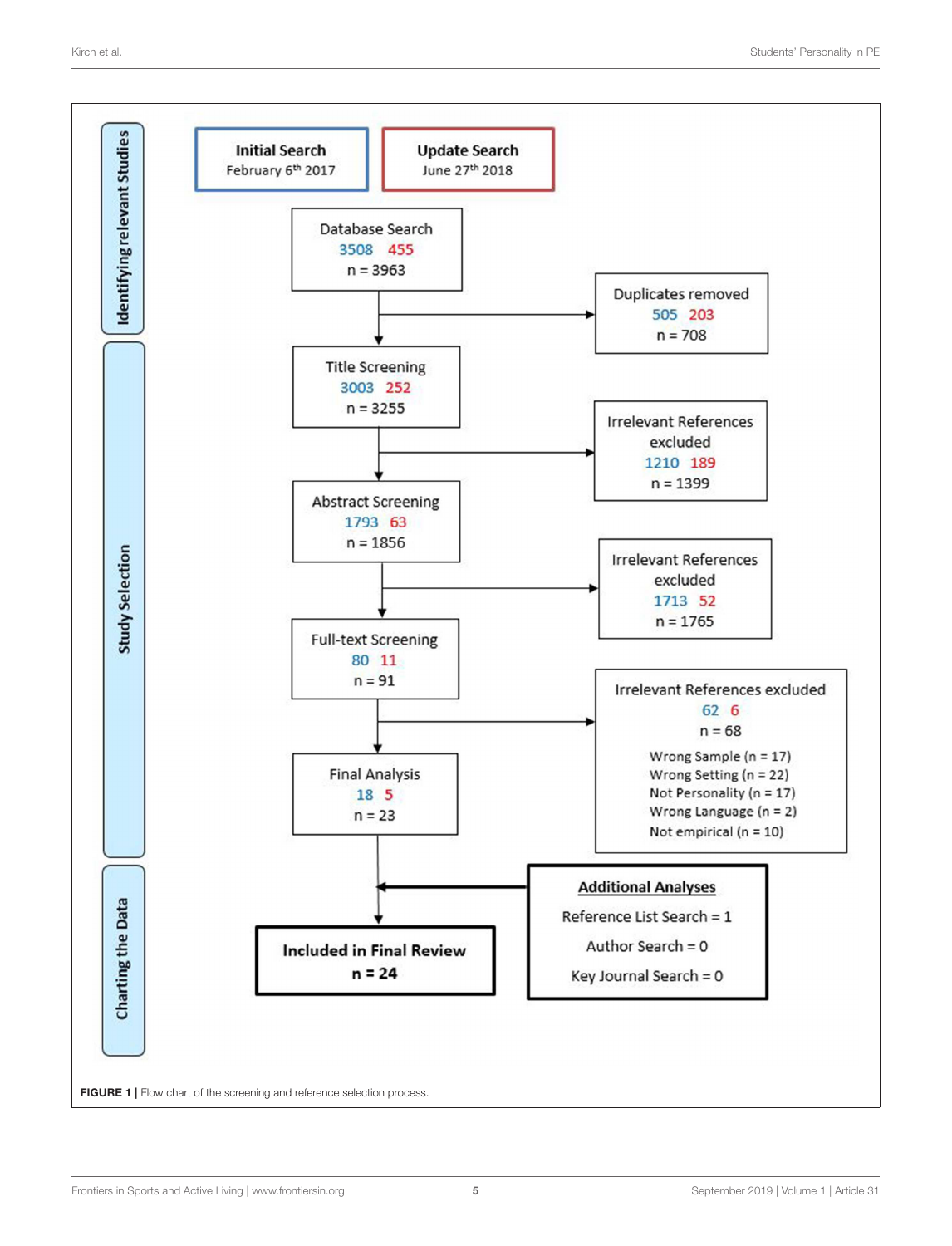Initial Search
February 6th 2017

Update Search
June 27th 2018

**Identifying relevant Studies**

Database Search
3508 455
n = 3963

Duplicates removed
505 203
n = 708

**Study Selection**

Title Screening
3003 252
n = 3255

Irrelevant References excluded
1210 189
n = 1399

Abstract Screening
1793 63
n = 1856

Irrelevant References excluded
1713 52
n = 1765

Full-text Screening
80 11
n = 91

Irrelevant References excluded
62 6
n = 68

Wrong Sample (n = 17)
Wrong Setting (n = 22)
Not Personality (n = 17)
Wrong Language (n = 2)
Not empirical (n = 10)

Final Analysis
18 5
n = 23

**Charting the Data**

**Additional Analyses**
Reference List Search = 1
Author Search = 0
Key Journal Search = 0

**Included in Final Review**
**n = 24**

**FIGURE 1** | Flow chart of the screening and reference selection process.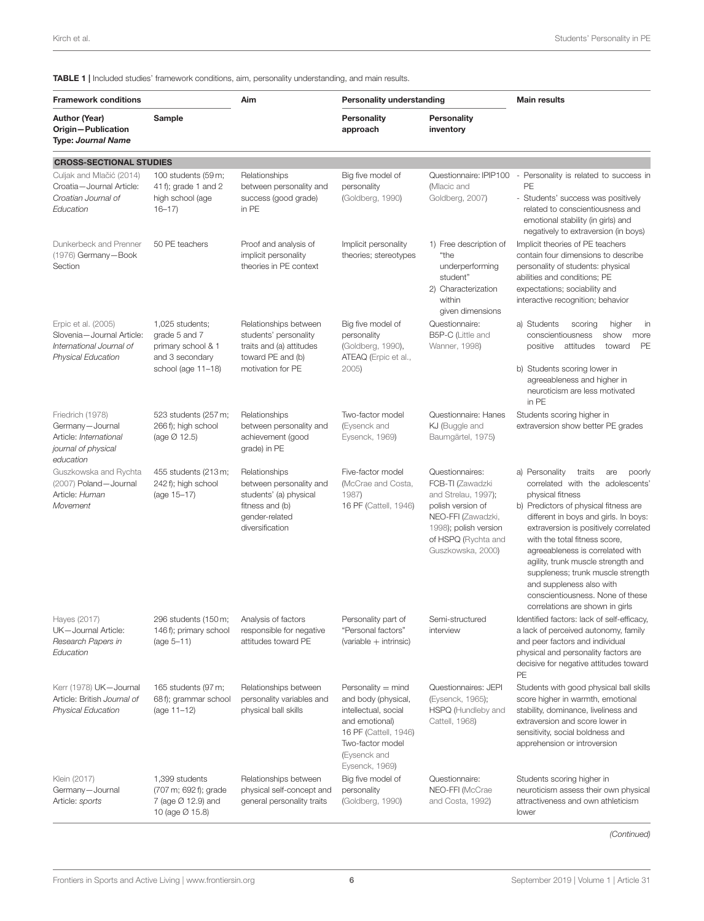**TABLE 1 |** Included studies' framework conditions, aim, personality understanding, and main results.

| Framework conditions | | Aim | Personality understanding | | Main results |
|---|---|---|---|---|---|
| **Author (Year) Origin—Publication Type: *Journal Name*** | **Sample** | | **Personality approach** | **Personality inventory** | |
| **CROSS-SECTIONAL STUDIES** | | | | | |
| Culjak and Mlačić (2014) Croatia—Journal Article: *Croatian Journal of Education* | 100 students (59 m; 41 f); grade 1 and 2 high school (age 16–17) | Relationships between personality and success (good grade) in PE | Big five model of personality (Goldberg, 1990) | Questionnaire: IPIP100 (Mlacic and Goldberg, 2007) | - Personality is related to success in PE<br>- Students' success was positively related to conscientiousness and emotional stability (in girls) and negatively to extraversion (in boys) |
| Dunkerbeck and Prenner (1976) Germany—Book Section | 50 PE teachers | Proof and analysis of implicit personality theories in PE context | Implicit personality theories; stereotypes | 1) Free description of "the underperforming student"<br>2) Characterization within given dimensions | Implicit theories of PE teachers contain four dimensions to describe personality of students: physical abilities and conditions; PE expectations; sociability and interactive recognition; behavior |
| Erpic et al. (2005) Slovenia—Journal Article: *International Journal of Physical Education* | 1,025 students; grade 5 and 7 primary school & 1 and 3 secondary school (age 11–18) | Relationships between students' personality traits and (a) attitudes toward PE and (b) motivation for PE | Big five model of personality (Goldberg, 1990), ATEAQ (Erpic et al., 2005) | Questionnaire: B5P-C (Little and Wanner, 1998) | a) Students scoring higher in conscientiousness show more positive attitudes toward PE<br>b) Students scoring lower in agreeableness and higher in neuroticism are less motivated in PE |
| Friedrich (1978) Germany—Journal Article: *International journal of physical education* | 523 students (257 m; 266 f); high school (age Ø 12.5) | Relationships between personality and achievement (good grade) in PE | Two-factor model (Eysenck and Eysenck, 1969) | Questionnaire: Hanes KJ (Buggle and Baumgärtel, 1975) | Students scoring higher in extraversion show better PE grades |
| Guszkowska and Rychta (2007) Poland—Journal Article: *Human Movement* | 455 students (213 m; 242 f); high school (age 15–17) | Relationships between personality and students' (a) physical fitness and (b) gender-related diversification | Five-factor model (McCrae and Costa, 1987)<br>16 PF (Cattell, 1946) | Questionnaires: FCB-TI (Zawadzki and Strelau, 1997); polish version of NEO-FFI (Zawadzki, 1998); polish version of HSPQ (Rychta and Guszkowska, 2000) | a) Personality traits are poorly correlated with the adolescents' physical fitness<br>b) Predictors of physical fitness are different in boys and girls. In boys: extraversion is positively correlated with the total fitness score, agreeableness is correlated with agility, trunk muscle strength and suppleness; trunk muscle strength and suppleness also with conscientiousness. None of these correlations are shown in girls |
| Hayes (2017) UK—Journal Article: *Research Papers in Education* | 296 students (150 m; 146 f); primary school (age 5–11) | Analysis of factors responsible for negative attitudes toward PE | Personality part of "Personal factors" (variable + intrinsic) | Semi-structured interview | Identified factors: lack of self-efficacy, a lack of perceived autonomy, family and peer factors and individual physical and personality factors are decisive for negative attitudes toward PE |
| Kerr (1978) UK—Journal Article: *British Journal of Physical Education* | 165 students (97 m; 68 f); grammar school (age 11–12) | Relationships between personality variables and physical ball skills | Personality = mind and body (physical, intellectual, social and emotional)<br>16 PF (Cattell, 1946)<br>Two-factor model (Eysenck and Eysenck, 1969) | Questionnaires: JEPI (Eysenck, 1965); HSPQ (Hundleby and Cattell, 1968) | Students with good physical ball skills score higher in warmth, emotional stability, dominance, liveliness and extraversion and score lower in sensitivity, social boldness and apprehension or introversion |
| Klein (2017) Germany—Journal Article: *sports* | 1,399 students (707 m; 692 f); grade 7 (age Ø 12.9) and 10 (age Ø 15.8) | Relationships between physical self-concept and general personality traits | Big five model of personality (Goldberg, 1990) | Questionnaire: NEO-FFI (McCrae and Costa, 1992) | Students scoring higher in neuroticism assess their own physical attractiveness and own athleticism lower |

*(Continued)*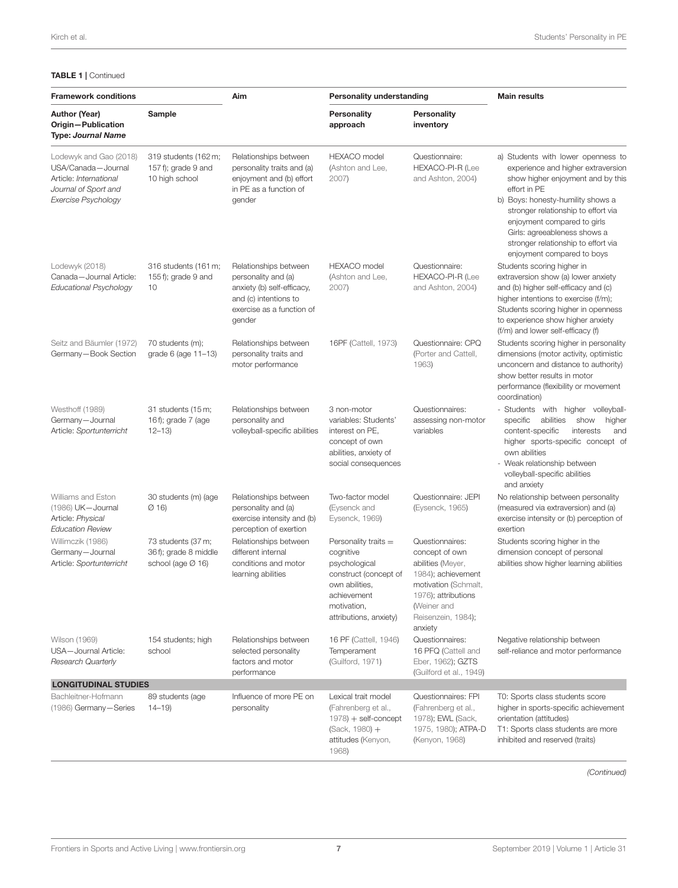**TABLE 1 |** Continued

| Framework conditions | | Aim | Personality understanding | | Main results |
|---|---|---|---|---|---|
| **Author (Year) Origin—Publication Type: *Journal Name*** | **Sample** | | **Personality approach** | **Personality inventory** | |
| Lodewyk and Gao (2018) USA/Canada—Journal Article: *International Journal of Sport and Exercise Psychology* | 319 students (162 m; 157 f); grade 9 and 10 high school | Relationships between personality traits and (a) enjoyment and (b) effort in PE as a function of gender | HEXACO model (Ashton and Lee, 2007) | Questionnaire: HEXACO-PI-R (Lee and Ashton, 2004) | a) Students with lower openness to experience and higher extraversion show higher enjoyment and by this effort in PE<br>b) Boys: honesty-humility shows a stronger relationship to effort via enjoyment compared to girls<br>Girls: agreeableness shows a stronger relationship to effort via enjoyment compared to boys |
| Lodewyk (2018) Canada—Journal Article: *Educational Psychology* | 316 students (161 m; 155 f); grade 9 and 10 | Relationships between personality and (a) anxiety (b) self-efficacy, and (c) intentions to exercise as a function of gender | HEXACO model (Ashton and Lee, 2007) | Questionnaire: HEXACO-PI-R (Lee and Ashton, 2004) | Students scoring higher in extraversion show (a) lower anxiety and (b) higher self-efficacy and (c) higher intentions to exercise (f/m); Students scoring higher in openness to experience show higher anxiety (f/m) and lower self-efficacy (f) |
| Seitz and Bäumler (1972) Germany—Book Section | 70 students (m); grade 6 (age 11–13) | Relationships between personality traits and motor performance | 16PF (Cattell, 1973) | Questionnaire: CPQ (Porter and Cattell, 1963) | Students scoring higher in personality dimensions (motor activity, optimistic unconcern and distance to authority) show better results in motor performance (flexibility or movement coordination) |
| Westhoff (1989) Germany—Journal Article: *Sportunterricht* | 31 students (15 m; 16 f); grade 7 (age 12–13) | Relationships between personality and volleyball-specific abilities | 3 non-motor variables: Students' interest on PE, concept of own abilities, anxiety of social consequences | Questionnaires: assessing non-motor variables | - Students with higher volleyball-specific abilities show higher content-specific interests and higher sports-specific concept of own abilities<br>- Weak relationship between volleyball-specific abilities and anxiety |
| Williams and Eston (1986) UK—Journal Article: *Physical Education Review* | 30 students (m) (age Ø 16) | Relationships between personality and (a) exercise intensity and (b) perception of exertion | Two-factor model (Eysenck and Eysenck, 1969) | Questionnaire: JEPI (Eysenck, 1965) | No relationship between personality (measured via extraversion) and (a) exercise intensity or (b) perception of exertion |
| Willimczik (1986) Germany—Journal Article: *Sportunterricht* | 73 students (37 m; 36 f); grade 8 middle school (age Ø 16) | Relationships between different internal conditions and motor learning abilities | Personality traits = cognitive psychological construct (concept of own abilities, achievement motivation, attributions, anxiety) | Questionnaires: concept of own abilities (Meyer, 1984); achievement motivation (Schmalt, 1976); attributions (Weiner and Reisenzein, 1984); anxiety | Students scoring higher in the dimension concept of personal abilities show higher learning abilities |
| Wilson (1969) USA—Journal Article: *Research Quarterly* | 154 students; high school | Relationships between selected personality factors and motor performance | 16 PF (Cattell, 1946) Temperament (Guilford, 1971) | Questionnaires: 16 PFQ (Cattell and Eber, 1962); GZTS (Guilford et al., 1949) | Negative relationship between self-reliance and motor performance |
| **LONGITUDINAL STUDIES** | | | | | |
| Bachleitner-Hofmann (1986) Germany—Series | 89 students (age 14–19) | Influence of more PE on personality | Lexical trait model (Fahrenberg et al., 1978) + self-concept (Sack, 1980) + attitudes (Kenyon, 1968) | Questionnaires: FPI (Fahrenberg et al., 1978); EWL (Sack, 1975, 1980); ATPA-D (Kenyon, 1968) | T0: Sports class students score higher in sports-specific achievement orientation (attitudes)<br>T1: Sports class students are more inhibited and reserved (traits) |

*(Continued)*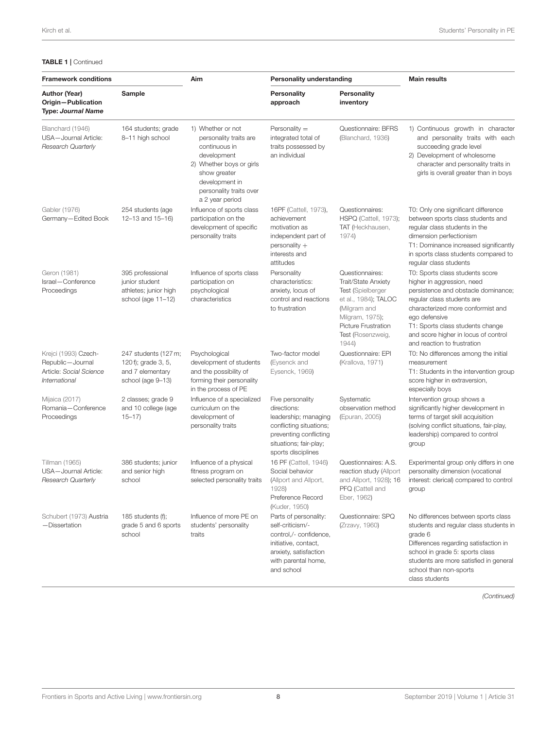**TABLE 1 |** Continued

| Framework conditions | | Aim | Personality understanding | | Main results |
|---|---|---|---|---|---|
| **Author (Year) Origin—Publication Type:** ***Journal Name*** | **Sample** | | **Personality approach** | **Personality inventory** | |
| Blanchard (1946) USA—Journal Article: *Research Quarterly* | 164 students; grade 8–11 high school | 1) Whether or not personality traits are continuous in development 2) Whether boys or girls show greater development in personality traits over a 2 year period | Personality = integrated total of traits possessed by an individual | Questionnaire: BFRS (Blanchard, 1936) | 1) Continuous growth in character and personality traits with each succeeding grade level 2) Development of wholesome character and personality traits in girls is overall greater than in boys |
| Gabler (1976) Germany—Edited Book | 254 students (age 12–13 and 15–16) | Influence of sports class participation on the development of specific personality traits | 16PF (Cattell, 1973), achievement motivation as independent part of personality + interests and attitudes | Questionnaires: HSPQ (Cattell, 1973); TAT (Heckhausen, 1974) | T0: Only one significant difference between sports class students and regular class students in the dimension perfectionism T1: Dominance increased significantly in sports class students compared to regular class students |
| Geron (1981) Israel—Conference Proceedings | 395 professional junior student athletes; junior high school (age 11–12) | Influence of sports class participation on psychological characteristics | Personality characteristics: anxiety, locus of control and reactions to frustration | Questionnaires: Trait/State Anxiety Test (Spielberger et al., 1984); TALOC (Milgram and Milgram, 1975); Picture Frustration Test (Rosenzweig, 1944) | T0: Sports class students score higher in aggression, need persistence and obstacle dominance; regular class students are characterized more conformist and ego defensive T1: Sports class students change and score higher in locus of control and reaction to frustration |
| Krejci (1993) Czech-Republic—Journal Article: *Social Science International* | 247 students (127 m; 120 f); grade 3, 5, and 7 elementary school (age 9–13) | Psychological development of students and the possibility of forming their personality in the process of PE | Two-factor model (Eysenck and Eysenck, 1969) | Questionnaire: EPI (Krallova, 1971) | T0: No differences among the initial measurement T1: Students in the intervention group score higher in extraversion, especially boys |
| Mijaica (2017) Romania—Conference Proceedings | 2 classes; grade 9 and 10 college (age 15–17) | Influence of a specialized curriculum on the development of personality traits | Five personality directions: leadership; managing conflicting situations; preventing conflicting situations; fair-play; sports disciplines | Systematic observation method (Epuran, 2005) | Intervention group shows a significantly higher development in terms of target skill acquisition (solving conflict situations, fair-play, leadership) compared to control group |
| Tillman (1965) USA—Journal Article: *Research Quarterly* | 386 students; junior and senior high school | Influence of a physical fitness program on selected personality traits | 16 PF (Cattell, 1946) Social behavior (Allport and Allport, 1928) Preference Record (Kuder, 1950) | Questionnaires: A.S. reaction study (Allport and Allport, 1928); 16 PFQ (Cattell and Eber, 1962) | Experimental group only differs in one personality dimension (vocational interest: clerical) compared to control group |
| Schubert (1973) Austria—Dissertation | 185 students (f); grade 5 and 6 sports school | Influence of more PE on students' personality traits | Parts of personality: self-criticism/-control,/- confidence, initiative, contact, anxiety, satisfaction with parental home, and school | Questionnaire: SPQ (Zrzavy, 1960) | No differences between sports class students and regular class students in grade 6 Differences regarding satisfaction in school in grade 5: sports class students are more satisfied in general school than non-sports class students |

*(Continued)*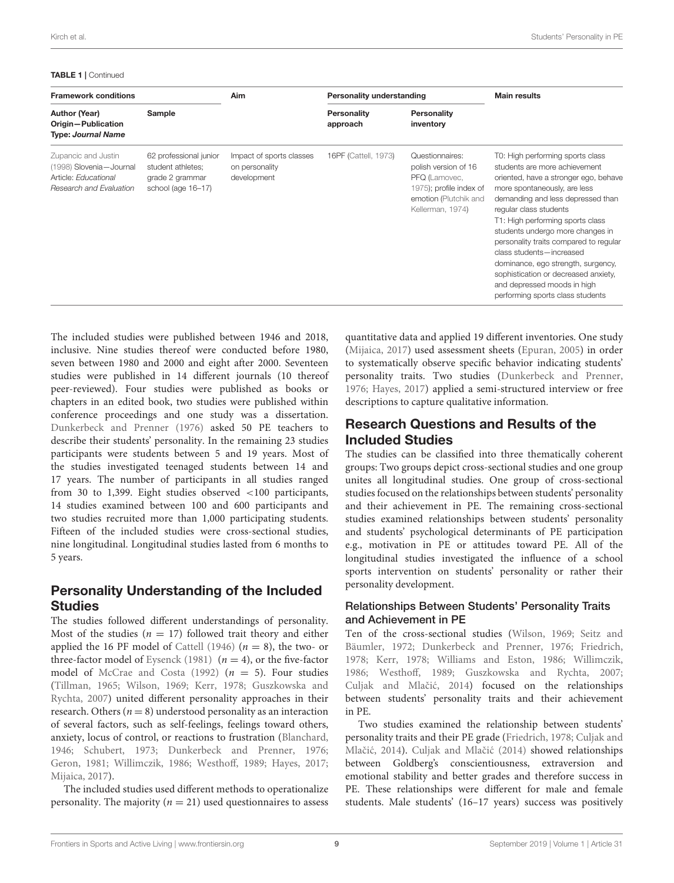**TABLE 1** | Continued

| Framework conditions | | Aim | Personality understanding | | Main results |
|---|---|---|---|---|---|
| **Author (Year) Origin—Publication Type: *Journal Name*** | **Sample** | | **Personality approach** | **Personality inventory** | |
| Zupancic and Justin (1998) Slovenia—Journal Article: *Educational Research and Evaluation* | 62 professional junior student athletes; grade 2 grammar school (age 16–17) | Impact of sports classes on personality development | 16PF (Cattell, 1973) | Questionnaires: polish version of 16 PFQ (Lamovec, 1975); profile index of emotion (Plutchik and Kellerman, 1974) | T0: High performing sports class students are more achievement oriented, have a stronger ego, behave more spontaneously, are less demanding and less depressed than regular class students<br>T1: High performing sports class students undergo more changes in personality traits compared to regular class students—increased dominance, ego strength, surgency, sophistication or decreased anxiety, and depressed moods in high performing sports class students |

The included studies were published between 1946 and 2018, inclusive. Nine studies thereof were conducted before 1980, seven between 1980 and 2000 and eight after 2000. Seventeen studies were published in 14 different journals (10 thereof peer-reviewed). Four studies were published as books or chapters in an edited book, two studies were published within conference proceedings and one study was a dissertation. Dunkerbeck and Prenner (1976) asked 50 PE teachers to describe their students' personality. In the remaining 23 studies participants were students between 5 and 19 years. Most of the studies investigated teenaged students between 14 and 17 years. The number of participants in all studies ranged from 30 to 1,399. Eight studies observed <100 participants, 14 studies examined between 100 and 600 participants and two studies recruited more than 1,000 participating students. Fifteen of the included studies were cross-sectional studies, nine longitudinal. Longitudinal studies lasted from 6 months to 5 years.

## Personality Understanding of the Included Studies

The studies followed different understandings of personality. Most of the studies ($n = 17$) followed trait theory and either applied the 16 PF model of Cattell (1946) ($n = 8$), the two- or three-factor model of Eysenck (1981) ($n = 4$), or the five-factor model of McCrae and Costa (1992) ($n = 5$). Four studies (Tillman, 1965; Wilson, 1969; Kerr, 1978; Guszkowska and Rychta, 2007) united different personality approaches in their research. Others ($n = 8$) understood personality as an interaction of several factors, such as self-feelings, feelings toward others, anxiety, locus of control, or reactions to frustration (Blanchard, 1946; Schubert, 1973; Dunkerbeck and Prenner, 1976; Geron, 1981; Willimczik, 1986; Westhoff, 1989; Hayes, 2017; Mijaica, 2017).

The included studies used different methods to operationalize personality. The majority ($n = 21$) used questionnaires to assess quantitative data and applied 19 different inventories. One study (Mijaica, 2017) used assessment sheets (Epuran, 2005) in order to systematically observe specific behavior indicating students' personality traits. Two studies (Dunkerbeck and Prenner, 1976; Hayes, 2017) applied a semi-structured interview or free descriptions to capture qualitative information.

## Research Questions and Results of the Included Studies

The studies can be classified into three thematically coherent groups: Two groups depict cross-sectional studies and one group unites all longitudinal studies. One group of cross-sectional studies focused on the relationships between students' personality and their achievement in PE. The remaining cross-sectional studies examined relationships between students' personality and students' psychological determinants of PE participation e.g., motivation in PE or attitudes toward PE. All of the longitudinal studies investigated the influence of a school sports intervention on students' personality or rather their personality development.

### Relationships Between Students' Personality Traits and Achievement in PE

Ten of the cross-sectional studies (Wilson, 1969; Seitz and Bäumler, 1972; Dunkerbeck and Prenner, 1976; Friedrich, 1978; Kerr, 1978; Williams and Eston, 1986; Willimczik, 1986; Westhoff, 1989; Guszkowska and Rychta, 2007; Culjak and Mlačić, 2014) focused on the relationships between students' personality traits and their achievement in PE.

Two studies examined the relationship between students' personality traits and their PE grade (Friedrich, 1978; Culjak and Mlačić, 2014). Culjak and Mlačić (2014) showed relationships between Goldberg's conscientiousness, extraversion and emotional stability and better grades and therefore success in PE. These relationships were different for male and female students. Male students' (16–17 years) success was positively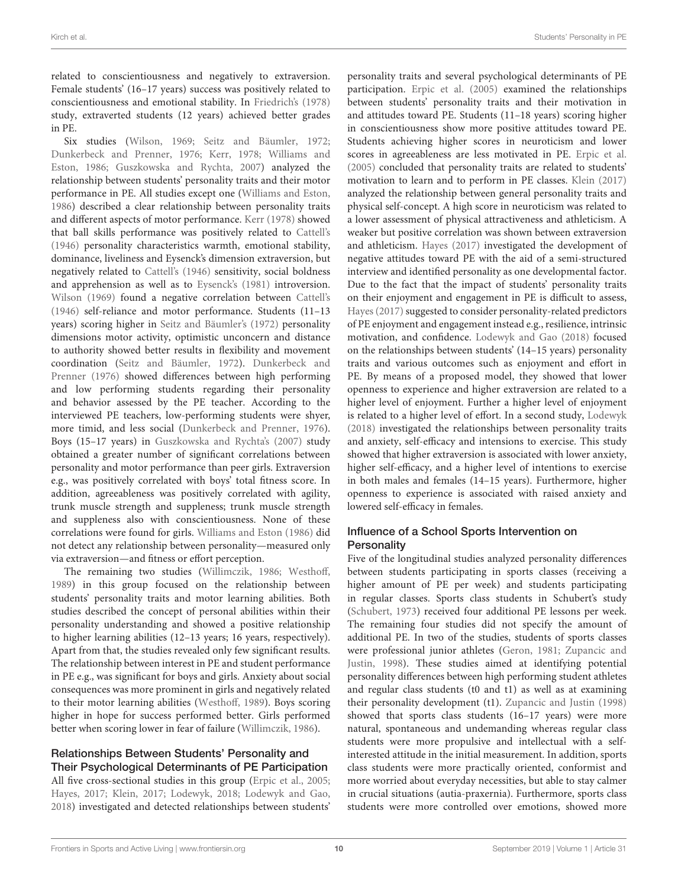related to conscientiousness and negatively to extraversion. Female students' (16–17 years) success was positively related to conscientiousness and emotional stability. In Friedrich's (1978) study, extraverted students (12 years) achieved better grades in PE.

Six studies (Wilson, 1969; Seitz and Bäumler, 1972; Dunkerbeck and Prenner, 1976; Kerr, 1978; Williams and Eston, 1986; Guszkowska and Rychta, 2007) analyzed the relationship between students' personality traits and their motor performance in PE. All studies except one (Williams and Eston, 1986) described a clear relationship between personality traits and different aspects of motor performance. Kerr (1978) showed that ball skills performance was positively related to Cattell's (1946) personality characteristics warmth, emotional stability, dominance, liveliness and Eysenck's dimension extraversion, but negatively related to Cattell's (1946) sensitivity, social boldness and apprehension as well as to Eysenck's (1981) introversion. Wilson (1969) found a negative correlation between Cattell's (1946) self-reliance and motor performance. Students (11–13 years) scoring higher in Seitz and Bäumler's (1972) personality dimensions motor activity, optimistic unconcern and distance to authority showed better results in flexibility and movement coordination (Seitz and Bäumler, 1972). Dunkerbeck and Prenner (1976) showed differences between high performing and low performing students regarding their personality and behavior assessed by the PE teacher. According to the interviewed PE teachers, low-performing students were shyer, more timid, and less social (Dunkerbeck and Prenner, 1976). Boys (15–17 years) in Guszkowska and Rychta's (2007) study obtained a greater number of significant correlations between personality and motor performance than peer girls. Extraversion e.g., was positively correlated with boys' total fitness score. In addition, agreeableness was positively correlated with agility, trunk muscle strength and suppleness; trunk muscle strength and suppleness also with conscientiousness. None of these correlations were found for girls. Williams and Eston (1986) did not detect any relationship between personality—measured only via extraversion—and fitness or effort perception.

The remaining two studies (Willimczik, 1986; Westhoff, 1989) in this group focused on the relationship between students' personality traits and motor learning abilities. Both studies described the concept of personal abilities within their personality understanding and showed a positive relationship to higher learning abilities (12–13 years; 16 years, respectively). Apart from that, the studies revealed only few significant results. The relationship between interest in PE and student performance in PE e.g., was significant for boys and girls. Anxiety about social consequences was more prominent in girls and negatively related to their motor learning abilities (Westhoff, 1989). Boys scoring higher in hope for success performed better. Girls performed better when scoring lower in fear of failure (Willimczik, 1986).

### Relationships Between Students' Personality and Their Psychological Determinants of PE Participation

All five cross-sectional studies in this group (Erpic et al., 2005; Hayes, 2017; Klein, 2017; Lodewyk, 2018; Lodewyk and Gao, 2018) investigated and detected relationships between students' personality traits and several psychological determinants of PE participation. Erpic et al. (2005) examined the relationships between students' personality traits and their motivation in and attitudes toward PE. Students (11–18 years) scoring higher in conscientiousness show more positive attitudes toward PE. Students achieving higher scores in neuroticism and lower scores in agreeableness are less motivated in PE. Erpic et al. (2005) concluded that personality traits are related to students' motivation to learn and to perform in PE classes. Klein (2017) analyzed the relationship between general personality traits and physical self-concept. A high score in neuroticism was related to a lower assessment of physical attractiveness and athleticism. A weaker but positive correlation was shown between extraversion and athleticism. Hayes (2017) investigated the development of negative attitudes toward PE with the aid of a semi-structured interview and identified personality as one developmental factor. Due to the fact that the impact of students' personality traits on their enjoyment and engagement in PE is difficult to assess, Hayes (2017) suggested to consider personality-related predictors of PE enjoyment and engagement instead e.g., resilience, intrinsic motivation, and confidence. Lodewyk and Gao (2018) focused on the relationships between students' (14–15 years) personality traits and various outcomes such as enjoyment and effort in PE. By means of a proposed model, they showed that lower openness to experience and higher extraversion are related to a higher level of enjoyment. Further a higher level of enjoyment is related to a higher level of effort. In a second study, Lodewyk (2018) investigated the relationships between personality traits and anxiety, self-efficacy and intensions to exercise. This study showed that higher extraversion is associated with lower anxiety, higher self-efficacy, and a higher level of intentions to exercise in both males and females (14–15 years). Furthermore, higher openness to experience is associated with raised anxiety and lowered self-efficacy in females.

### Influence of a School Sports Intervention on Personality

Five of the longitudinal studies analyzed personality differences between students participating in sports classes (receiving a higher amount of PE per week) and students participating in regular classes. Sports class students in Schubert's study (Schubert, 1973) received four additional PE lessons per week. The remaining four studies did not specify the amount of additional PE. In two of the studies, students of sports classes were professional junior athletes (Geron, 1981; Zupancic and Justin, 1998). These studies aimed at identifying potential personality differences between high performing student athletes and regular class students (t0 and t1) as well as at examining their personality development (t1). Zupancic and Justin (1998) showed that sports class students (16–17 years) were more natural, spontaneous and undemanding whereas regular class students were more propulsive and intellectual with a self-interested attitude in the initial measurement. In addition, sports class students were more practically oriented, conformist and more worried about everyday necessities, but able to stay calmer in crucial situations (autia-praxernia). Furthermore, sports class students were more controlled over emotions, showed more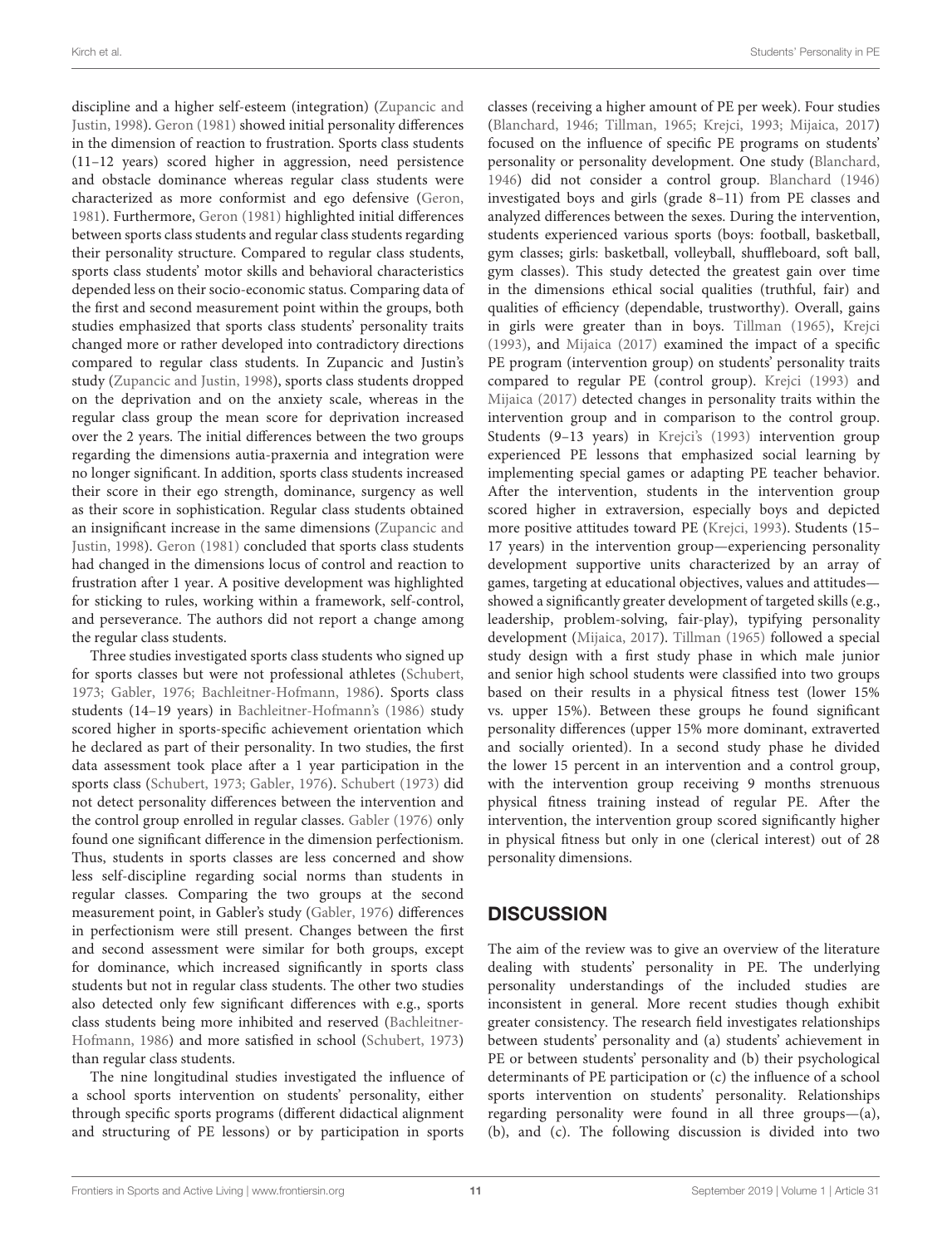discipline and a higher self-esteem (integration) (Zupancic and Justin, 1998). Geron (1981) showed initial personality differences in the dimension of reaction to frustration. Sports class students (11–12 years) scored higher in aggression, need persistence and obstacle dominance whereas regular class students were characterized as more conformist and ego defensive (Geron, 1981). Furthermore, Geron (1981) highlighted initial differences between sports class students and regular class students regarding their personality structure. Compared to regular class students, sports class students' motor skills and behavioral characteristics depended less on their socio-economic status. Comparing data of the first and second measurement point within the groups, both studies emphasized that sports class students' personality traits changed more or rather developed into contradictory directions compared to regular class students. In Zupancic and Justin's study (Zupancic and Justin, 1998), sports class students dropped on the deprivation and on the anxiety scale, whereas in the regular class group the mean score for deprivation increased over the 2 years. The initial differences between the two groups regarding the dimensions autia-praxernia and integration were no longer significant. In addition, sports class students increased their score in their ego strength, dominance, surgency as well as their score in sophistication. Regular class students obtained an insignificant increase in the same dimensions (Zupancic and Justin, 1998). Geron (1981) concluded that sports class students had changed in the dimensions locus of control and reaction to frustration after 1 year. A positive development was highlighted for sticking to rules, working within a framework, self-control, and perseverance. The authors did not report a change among the regular class students.

Three studies investigated sports class students who signed up for sports classes but were not professional athletes (Schubert, 1973; Gabler, 1976; Bachleitner-Hofmann, 1986). Sports class students (14–19 years) in Bachleitner-Hofmann's (1986) study scored higher in sports-specific achievement orientation which he declared as part of their personality. In two studies, the first data assessment took place after a 1 year participation in the sports class (Schubert, 1973; Gabler, 1976). Schubert (1973) did not detect personality differences between the intervention and the control group enrolled in regular classes. Gabler (1976) only found one significant difference in the dimension perfectionism. Thus, students in sports classes are less concerned and show less self-discipline regarding social norms than students in regular classes. Comparing the two groups at the second measurement point, in Gabler's study (Gabler, 1976) differences in perfectionism were still present. Changes between the first and second assessment were similar for both groups, except for dominance, which increased significantly in sports class students but not in regular class students. The other two studies also detected only few significant differences with e.g., sports class students being more inhibited and reserved (Bachleitner-Hofmann, 1986) and more satisfied in school (Schubert, 1973) than regular class students.

The nine longitudinal studies investigated the influence of a school sports intervention on students' personality, either through specific sports programs (different didactical alignment and structuring of PE lessons) or by participation in sports classes (receiving a higher amount of PE per week). Four studies (Blanchard, 1946; Tillman, 1965; Krejci, 1993; Mijaica, 2017) focused on the influence of specific PE programs on students' personality or personality development. One study (Blanchard, 1946) did not consider a control group. Blanchard (1946) investigated boys and girls (grade 8–11) from PE classes and analyzed differences between the sexes. During the intervention, students experienced various sports (boys: football, basketball, gym classes; girls: basketball, volleyball, shuffleboard, soft ball, gym classes). This study detected the greatest gain over time in the dimensions ethical social qualities (truthful, fair) and qualities of efficiency (dependable, trustworthy). Overall, gains in girls were greater than in boys. Tillman (1965), Krejci (1993), and Mijaica (2017) examined the impact of a specific PE program (intervention group) on students' personality traits compared to regular PE (control group). Krejci (1993) and Mijaica (2017) detected changes in personality traits within the intervention group and in comparison to the control group. Students (9–13 years) in Krejci's (1993) intervention group experienced PE lessons that emphasized social learning by implementing special games or adapting PE teacher behavior. After the intervention, students in the intervention group scored higher in extraversion, especially boys and depicted more positive attitudes toward PE (Krejci, 1993). Students (15–17 years) in the intervention group—experiencing personality development supportive units characterized by an array of games, targeting at educational objectives, values and attitudes—showed a significantly greater development of targeted skills (e.g., leadership, problem-solving, fair-play), typifying personality development (Mijaica, 2017). Tillman (1965) followed a special study design with a first study phase in which male junior and senior high school students were classified into two groups based on their results in a physical fitness test (lower 15% vs. upper 15%). Between these groups he found significant personality differences (upper 15% more dominant, extraverted and socially oriented). In a second study phase he divided the lower 15 percent in an intervention and a control group, with the intervention group receiving 9 months strenuous physical fitness training instead of regular PE. After the intervention, the intervention group scored significantly higher in physical fitness but only in one (clerical interest) out of 28 personality dimensions.

## DISCUSSION

The aim of the review was to give an overview of the literature dealing with students' personality in PE. The underlying personality understandings of the included studies are inconsistent in general. More recent studies though exhibit greater consistency. The research field investigates relationships between students' personality and (a) students' achievement in PE or between students' personality and (b) their psychological determinants of PE participation or (c) the influence of a school sports intervention on students' personality. Relationships regarding personality were found in all three groups—(a), (b), and (c). The following discussion is divided into two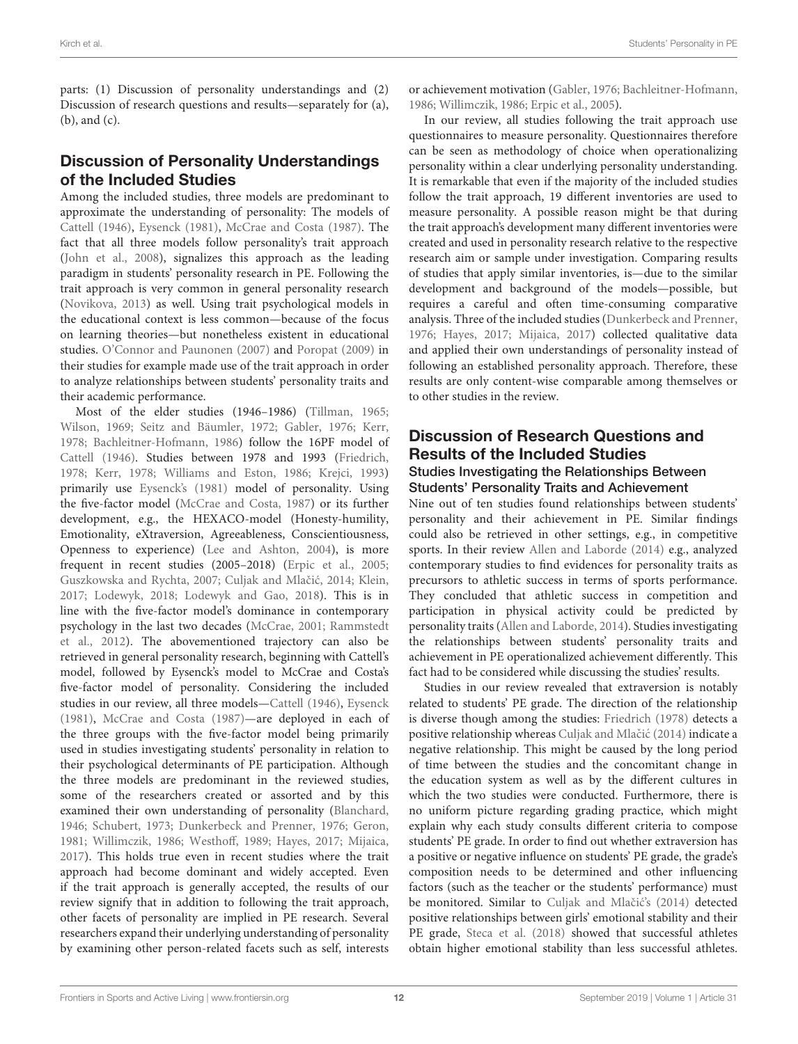parts: (1) Discussion of personality understandings and (2) Discussion of research questions and results—separately for (a), (b), and (c).

## Discussion of Personality Understandings of the Included Studies

Among the included studies, three models are predominant to approximate the understanding of personality: The models of Cattell (1946), Eysenck (1981), McCrae and Costa (1987). The fact that all three models follow personality's trait approach (John et al., 2008), signalizes this approach as the leading paradigm in students' personality research in PE. Following the trait approach is very common in general personality research (Novikova, 2013) as well. Using trait psychological models in the educational context is less common—because of the focus on learning theories—but nonetheless existent in educational studies. O'Connor and Paunonen (2007) and Poropat (2009) in their studies for example made use of the trait approach in order to analyze relationships between students' personality traits and their academic performance.

Most of the elder studies (1946–1986) (Tillman, 1965; Wilson, 1969; Seitz and Bäumler, 1972; Gabler, 1976; Kerr, 1978; Bachleitner-Hofmann, 1986) follow the 16PF model of Cattell (1946). Studies between 1978 and 1993 (Friedrich, 1978; Kerr, 1978; Williams and Eston, 1986; Krejci, 1993) primarily use Eysenck's (1981) model of personality. Using the five-factor model (McCrae and Costa, 1987) or its further development, e.g., the HEXACO-model (Honesty-humility, Emotionality, eXtraversion, Agreeableness, Conscientiousness, Openness to experience) (Lee and Ashton, 2004), is more frequent in recent studies (2005–2018) (Erpic et al., 2005; Guszkowska and Rychta, 2007; Culjak and Mlačić, 2014; Klein, 2017; Lodewyk, 2018; Lodewyk and Gao, 2018). This is in line with the five-factor model's dominance in contemporary psychology in the last two decades (McCrae, 2001; Rammstedt et al., 2012). The abovementioned trajectory can also be retrieved in general personality research, beginning with Cattell's model, followed by Eysenck's model to McCrae and Costa's five-factor model of personality. Considering the included studies in our review, all three models—Cattell (1946), Eysenck (1981), McCrae and Costa (1987)—are deployed in each of the three groups with the five-factor model being primarily used in studies investigating students' personality in relation to their psychological determinants of PE participation. Although the three models are predominant in the reviewed studies, some of the researchers created or assorted and by this examined their own understanding of personality (Blanchard, 1946; Schubert, 1973; Dunkerbeck and Prenner, 1976; Geron, 1981; Willimczik, 1986; Westhoff, 1989; Hayes, 2017; Mijaica, 2017). This holds true even in recent studies where the trait approach had become dominant and widely accepted. Even if the trait approach is generally accepted, the results of our review signify that in addition to following the trait approach, other facets of personality are implied in PE research. Several researchers expand their underlying understanding of personality by examining other person-related facets such as self, interests or achievement motivation (Gabler, 1976; Bachleitner-Hofmann, 1986; Willimczik, 1986; Erpic et al., 2005).

In our review, all studies following the trait approach use questionnaires to measure personality. Questionnaires therefore can be seen as methodology of choice when operationalizing personality within a clear underlying personality understanding. It is remarkable that even if the majority of the included studies follow the trait approach, 19 different inventories are used to measure personality. A possible reason might be that during the trait approach's development many different inventories were created and used in personality research relative to the respective research aim or sample under investigation. Comparing results of studies that apply similar inventories, is—due to the similar development and background of the models—possible, but requires a careful and often time-consuming comparative analysis. Three of the included studies (Dunkerbeck and Prenner, 1976; Hayes, 2017; Mijaica, 2017) collected qualitative data and applied their own understandings of personality instead of following an established personality approach. Therefore, these results are only content-wise comparable among themselves or to other studies in the review.

## Discussion of Research Questions and Results of the Included Studies

### Studies Investigating the Relationships Between Students' Personality Traits and Achievement

Nine out of ten studies found relationships between students' personality and their achievement in PE. Similar findings could also be retrieved in other settings, e.g., in competitive sports. In their review Allen and Laborde (2014) e.g., analyzed contemporary studies to find evidences for personality traits as precursors to athletic success in terms of sports performance. They concluded that athletic success in competition and participation in physical activity could be predicted by personality traits (Allen and Laborde, 2014). Studies investigating the relationships between students' personality traits and achievement in PE operationalized achievement differently. This fact had to be considered while discussing the studies' results.

Studies in our review revealed that extraversion is notably related to students' PE grade. The direction of the relationship is diverse though among the studies: Friedrich (1978) detects a positive relationship whereas Culjak and Mlačić (2014) indicate a negative relationship. This might be caused by the long period of time between the studies and the concomitant change in the education system as well as by the different cultures in which the two studies were conducted. Furthermore, there is no uniform picture regarding grading practice, which might explain why each study consults different criteria to compose students' PE grade. In order to find out whether extraversion has a positive or negative influence on students' PE grade, the grade's composition needs to be determined and other influencing factors (such as the teacher or the students' performance) must be monitored. Similar to Culjak and Mlačić's (2014) detected positive relationships between girls' emotional stability and their PE grade, Steca et al. (2018) showed that successful athletes obtain higher emotional stability than less successful athletes.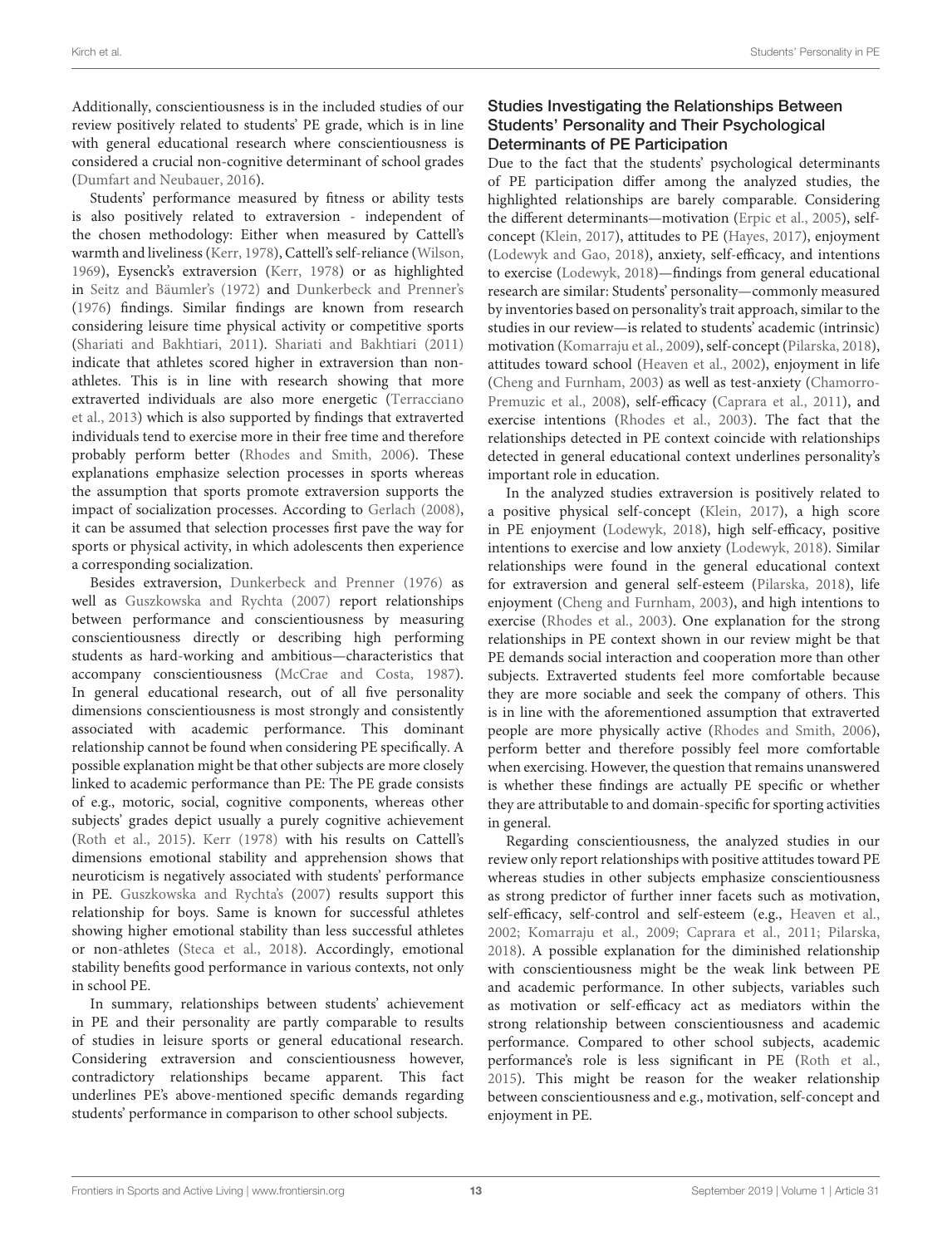Additionally, conscientiousness is in the included studies of our review positively related to students' PE grade, which is in line with general educational research where conscientiousness is considered a crucial non-cognitive determinant of school grades (Dumfart and Neubauer, 2016).

Students' performance measured by fitness or ability tests is also positively related to extraversion - independent of the chosen methodology: Either when measured by Cattell's warmth and liveliness (Kerr, 1978), Cattell's self-reliance (Wilson, 1969), Eysenck's extraversion (Kerr, 1978) or as highlighted in Seitz and Bäumler's (1972) and Dunkerbeck and Prenner's (1976) findings. Similar findings are known from research considering leisure time physical activity or competitive sports (Shariati and Bakhtiari, 2011). Shariati and Bakhtiari (2011) indicate that athletes scored higher in extraversion than non-athletes. This is in line with research showing that more extraverted individuals are also more energetic (Terracciano et al., 2013) which is also supported by findings that extraverted individuals tend to exercise more in their free time and therefore probably perform better (Rhodes and Smith, 2006). These explanations emphasize selection processes in sports whereas the assumption that sports promote extraversion supports the impact of socialization processes. According to Gerlach (2008), it can be assumed that selection processes first pave the way for sports or physical activity, in which adolescents then experience a corresponding socialization.

Besides extraversion, Dunkerbeck and Prenner (1976) as well as Guszkowska and Rychta (2007) report relationships between performance and conscientiousness by measuring conscientiousness directly or describing high performing students as hard-working and ambitious—characteristics that accompany conscientiousness (McCrae and Costa, 1987). In general educational research, out of all five personality dimensions conscientiousness is most strongly and consistently associated with academic performance. This dominant relationship cannot be found when considering PE specifically. A possible explanation might be that other subjects are more closely linked to academic performance than PE: The PE grade consists of e.g., motoric, social, cognitive components, whereas other subjects' grades depict usually a purely cognitive achievement (Roth et al., 2015). Kerr (1978) with his results on Cattell's dimensions emotional stability and apprehension shows that neuroticism is negatively associated with students' performance in PE. Guszkowska and Rychta's (2007) results support this relationship for boys. Same is known for successful athletes showing higher emotional stability than less successful athletes or non-athletes (Steca et al., 2018). Accordingly, emotional stability benefits good performance in various contexts, not only in school PE.

In summary, relationships between students' achievement in PE and their personality are partly comparable to results of studies in leisure sports or general educational research. Considering extraversion and conscientiousness however, contradictory relationships became apparent. This fact underlines PE's above-mentioned specific demands regarding students' performance in comparison to other school subjects.

### Studies Investigating the Relationships Between Students' Personality and Their Psychological Determinants of PE Participation

Due to the fact that the students' psychological determinants of PE participation differ among the analyzed studies, the highlighted relationships are barely comparable. Considering the different determinants—motivation (Erpic et al., 2005), self-concept (Klein, 2017), attitudes to PE (Hayes, 2017), enjoyment (Lodewyk and Gao, 2018), anxiety, self-efficacy, and intentions to exercise (Lodewyk, 2018)—findings from general educational research are similar: Students' personality—commonly measured by inventories based on personality's trait approach, similar to the studies in our review—is related to students' academic (intrinsic) motivation (Komarraju et al., 2009), self-concept (Pilarska, 2018), attitudes toward school (Heaven et al., 2002), enjoyment in life (Cheng and Furnham, 2003) as well as test-anxiety (Chamorro-Premuzic et al., 2008), self-efficacy (Caprara et al., 2011), and exercise intentions (Rhodes et al., 2003). The fact that the relationships detected in PE context coincide with relationships detected in general educational context underlines personality's important role in education.

In the analyzed studies extraversion is positively related to a positive physical self-concept (Klein, 2017), a high score in PE enjoyment (Lodewyk, 2018), high self-efficacy, positive intentions to exercise and low anxiety (Lodewyk, 2018). Similar relationships were found in the general educational context for extraversion and general self-esteem (Pilarska, 2018), life enjoyment (Cheng and Furnham, 2003), and high intentions to exercise (Rhodes et al., 2003). One explanation for the strong relationships in PE context shown in our review might be that PE demands social interaction and cooperation more than other subjects. Extraverted students feel more comfortable because they are more sociable and seek the company of others. This is in line with the aforementioned assumption that extraverted people are more physically active (Rhodes and Smith, 2006), perform better and therefore possibly feel more comfortable when exercising. However, the question that remains unanswered is whether these findings are actually PE specific or whether they are attributable to and domain-specific for sporting activities in general.

Regarding conscientiousness, the analyzed studies in our review only report relationships with positive attitudes toward PE whereas studies in other subjects emphasize conscientiousness as strong predictor of further inner facets such as motivation, self-efficacy, self-control and self-esteem (e.g., Heaven et al., 2002; Komarraju et al., 2009; Caprara et al., 2011; Pilarska, 2018). A possible explanation for the diminished relationship with conscientiousness might be the weak link between PE and academic performance. In other subjects, variables such as motivation or self-efficacy act as mediators within the strong relationship between conscientiousness and academic performance. Compared to other school subjects, academic performance's role is less significant in PE (Roth et al., 2015). This might be reason for the weaker relationship between conscientiousness and e.g., motivation, self-concept and enjoyment in PE.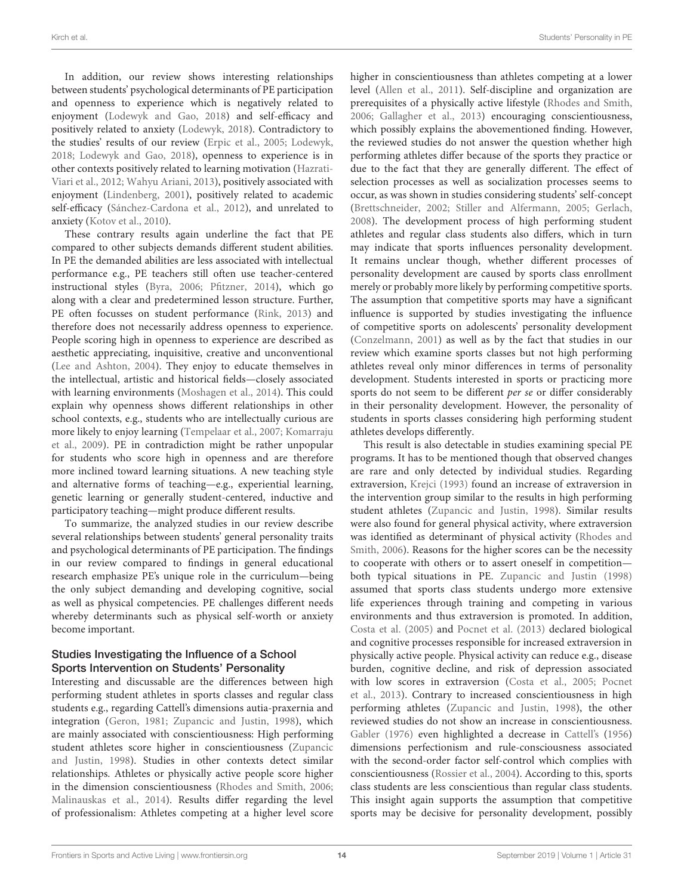In addition, our review shows interesting relationships between students' psychological determinants of PE participation and openness to experience which is negatively related to enjoyment (Lodewyk and Gao, 2018) and self-efficacy and positively related to anxiety (Lodewyk, 2018). Contradictory to the studies' results of our review (Erpic et al., 2005; Lodewyk, 2018; Lodewyk and Gao, 2018), openness to experience is in other contexts positively related to learning motivation (Hazrati-Viari et al., 2012; Wahyu Ariani, 2013), positively associated with enjoyment (Lindenberg, 2001), positively related to academic self-efficacy (Sánchez-Cardona et al., 2012), and unrelated to anxiety (Kotov et al., 2010).

These contrary results again underline the fact that PE compared to other subjects demands different student abilities. In PE the demanded abilities are less associated with intellectual performance e.g., PE teachers still often use teacher-centered instructional styles (Byra, 2006; Pfitzner, 2014), which go along with a clear and predetermined lesson structure. Further, PE often focusses on student performance (Rink, 2013) and therefore does not necessarily address openness to experience. People scoring high in openness to experience are described as aesthetic appreciating, inquisitive, creative and unconventional (Lee and Ashton, 2004). They enjoy to educate themselves in the intellectual, artistic and historical fields—closely associated with learning environments (Moshagen et al., 2014). This could explain why openness shows different relationships in other school contexts, e.g., students who are intellectually curious are more likely to enjoy learning (Tempelaar et al., 2007; Komarraju et al., 2009). PE in contradiction might be rather unpopular for students who score high in openness and are therefore more inclined toward learning situations. A new teaching style and alternative forms of teaching—e.g., experiential learning, genetic learning or generally student-centered, inductive and participatory teaching—might produce different results.

To summarize, the analyzed studies in our review describe several relationships between students' general personality traits and psychological determinants of PE participation. The findings in our review compared to findings in general educational research emphasize PE's unique role in the curriculum—being the only subject demanding and developing cognitive, social as well as physical competencies. PE challenges different needs whereby determinants such as physical self-worth or anxiety become important.

### Studies Investigating the Influence of a School Sports Intervention on Students' Personality

Interesting and discussable are the differences between high performing student athletes in sports classes and regular class students e.g., regarding Cattell's dimensions autia-praxernia and integration (Geron, 1981; Zupancic and Justin, 1998), which are mainly associated with conscientiousness: High performing student athletes score higher in conscientiousness (Zupancic and Justin, 1998). Studies in other contexts detect similar relationships. Athletes or physically active people score higher in the dimension conscientiousness (Rhodes and Smith, 2006; Malinauskas et al., 2014). Results differ regarding the level of professionalism: Athletes competing at a higher level score higher in conscientiousness than athletes competing at a lower level (Allen et al., 2011). Self-discipline and organization are prerequisites of a physically active lifestyle (Rhodes and Smith, 2006; Gallagher et al., 2013) encouraging conscientiousness, which possibly explains the abovementioned finding. However, the reviewed studies do not answer the question whether high performing athletes differ because of the sports they practice or due to the fact that they are generally different. The effect of selection processes as well as socialization processes seems to occur, as was shown in studies considering students' self-concept (Brettschneider, 2002; Stiller and Alfermann, 2005; Gerlach, 2008). The development process of high performing student athletes and regular class students also differs, which in turn may indicate that sports influences personality development. It remains unclear though, whether different processes of personality development are caused by sports class enrollment merely or probably more likely by performing competitive sports. The assumption that competitive sports may have a significant influence is supported by studies investigating the influence of competitive sports on adolescents' personality development (Conzelmann, 2001) as well as by the fact that studies in our review which examine sports classes but not high performing athletes reveal only minor differences in terms of personality development. Students interested in sports or practicing more sports do not seem to be different *per se* or differ considerably in their personality development. However, the personality of students in sports classes considering high performing student athletes develops differently.

This result is also detectable in studies examining special PE programs. It has to be mentioned though that observed changes are rare and only detected by individual studies. Regarding extraversion, Krejci (1993) found an increase of extraversion in the intervention group similar to the results in high performing student athletes (Zupancic and Justin, 1998). Similar results were also found for general physical activity, where extraversion was identified as determinant of physical activity (Rhodes and Smith, 2006). Reasons for the higher scores can be the necessity to cooperate with others or to assert oneself in competition—both typical situations in PE. Zupancic and Justin (1998) assumed that sports class students undergo more extensive life experiences through training and competing in various environments and thus extraversion is promoted. In addition, Costa et al. (2005) and Pocnet et al. (2013) declared biological and cognitive processes responsible for increased extraversion in physically active people. Physical activity can reduce e.g., disease burden, cognitive decline, and risk of depression associated with low scores in extraversion (Costa et al., 2005; Pocnet et al., 2013). Contrary to increased conscientiousness in high performing athletes (Zupancic and Justin, 1998), the other reviewed studies do not show an increase in conscientiousness. Gabler (1976) even highlighted a decrease in Cattell's (1956) dimensions perfectionism and rule-consciousness associated with the second-order factor self-control which complies with conscientiousness (Rossier et al., 2004). According to this, sports class students are less conscientious than regular class students. This insight again supports the assumption that competitive sports may be decisive for personality development, possibly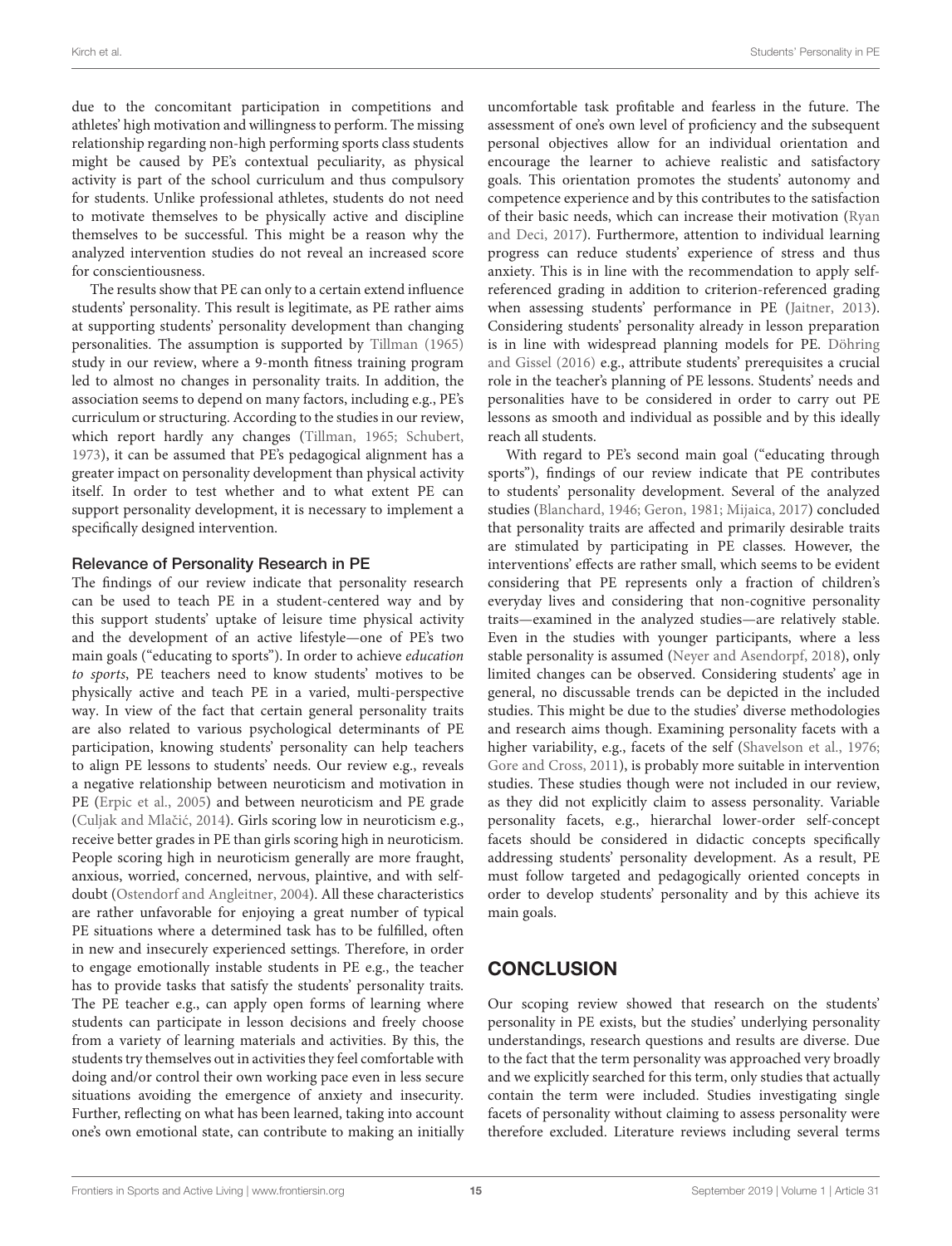due to the concomitant participation in competitions and athletes' high motivation and willingness to perform. The missing relationship regarding non-high performing sports class students might be caused by PE's contextual peculiarity, as physical activity is part of the school curriculum and thus compulsory for students. Unlike professional athletes, students do not need to motivate themselves to be physically active and discipline themselves to be successful. This might be a reason why the analyzed intervention studies do not reveal an increased score for conscientiousness.

The results show that PE can only to a certain extend influence students' personality. This result is legitimate, as PE rather aims at supporting students' personality development than changing personalities. The assumption is supported by Tillman (1965) study in our review, where a 9-month fitness training program led to almost no changes in personality traits. In addition, the association seems to depend on many factors, including e.g., PE's curriculum or structuring. According to the studies in our review, which report hardly any changes (Tillman, 1965; Schubert, 1973), it can be assumed that PE's pedagogical alignment has a greater impact on personality development than physical activity itself. In order to test whether and to what extent PE can support personality development, it is necessary to implement a specifically designed intervention.

### Relevance of Personality Research in PE

The findings of our review indicate that personality research can be used to teach PE in a student-centered way and by this support students' uptake of leisure time physical activity and the development of an active lifestyle—one of PE's two main goals ("educating to sports"). In order to achieve *education to sports*, PE teachers need to know students' motives to be physically active and teach PE in a varied, multi-perspective way. In view of the fact that certain general personality traits are also related to various psychological determinants of PE participation, knowing students' personality can help teachers to align PE lessons to students' needs. Our review e.g., reveals a negative relationship between neuroticism and motivation in PE (Erpic et al., 2005) and between neuroticism and PE grade (Culjak and Mlačić, 2014). Girls scoring low in neuroticism e.g., receive better grades in PE than girls scoring high in neuroticism. People scoring high in neuroticism generally are more fraught, anxious, worried, concerned, nervous, plaintive, and with self-doubt (Ostendorf and Angleitner, 2004). All these characteristics are rather unfavorable for enjoying a great number of typical PE situations where a determined task has to be fulfilled, often in new and insecurely experienced settings. Therefore, in order to engage emotionally instable students in PE e.g., the teacher has to provide tasks that satisfy the students' personality traits. The PE teacher e.g., can apply open forms of learning where students can participate in lesson decisions and freely choose from a variety of learning materials and activities. By this, the students try themselves out in activities they feel comfortable with doing and/or control their own working pace even in less secure situations avoiding the emergence of anxiety and insecurity. Further, reflecting on what has been learned, taking into account one's own emotional state, can contribute to making an initially uncomfortable task profitable and fearless in the future. The assessment of one's own level of proficiency and the subsequent personal objectives allow for an individual orientation and encourage the learner to achieve realistic and satisfactory goals. This orientation promotes the students' autonomy and competence experience and by this contributes to the satisfaction of their basic needs, which can increase their motivation (Ryan and Deci, 2017). Furthermore, attention to individual learning progress can reduce students' experience of stress and thus anxiety. This is in line with the recommendation to apply self-referenced grading in addition to criterion-referenced grading when assessing students' performance in PE (Jaitner, 2013). Considering students' personality already in lesson preparation is in line with widespread planning models for PE. Döhring and Gissel (2016) e.g., attribute students' prerequisites a crucial role in the teacher's planning of PE lessons. Students' needs and personalities have to be considered in order to carry out PE lessons as smooth and individual as possible and by this ideally reach all students.

With regard to PE's second main goal ("educating through sports"), findings of our review indicate that PE contributes to students' personality development. Several of the analyzed studies (Blanchard, 1946; Geron, 1981; Mijaica, 2017) concluded that personality traits are affected and primarily desirable traits are stimulated by participating in PE classes. However, the interventions' effects are rather small, which seems to be evident considering that PE represents only a fraction of children's everyday lives and considering that non-cognitive personality traits—examined in the analyzed studies—are relatively stable. Even in the studies with younger participants, where a less stable personality is assumed (Neyer and Asendorpf, 2018), only limited changes can be observed. Considering students' age in general, no discussable trends can be depicted in the included studies. This might be due to the studies' diverse methodologies and research aims though. Examining personality facets with a higher variability, e.g., facets of the self (Shavelson et al., 1976; Gore and Cross, 2011), is probably more suitable in intervention studies. These studies though were not included in our review, as they did not explicitly claim to assess personality. Variable personality facets, e.g., hierarchal lower-order self-concept facets should be considered in didactic concepts specifically addressing students' personality development. As a result, PE must follow targeted and pedagogically oriented concepts in order to develop students' personality and by this achieve its main goals.

## CONCLUSION

Our scoping review showed that research on the students' personality in PE exists, but the studies' underlying personality understandings, research questions and results are diverse. Due to the fact that the term personality was approached very broadly and we explicitly searched for this term, only studies that actually contain the term were included. Studies investigating single facets of personality without claiming to assess personality were therefore excluded. Literature reviews including several terms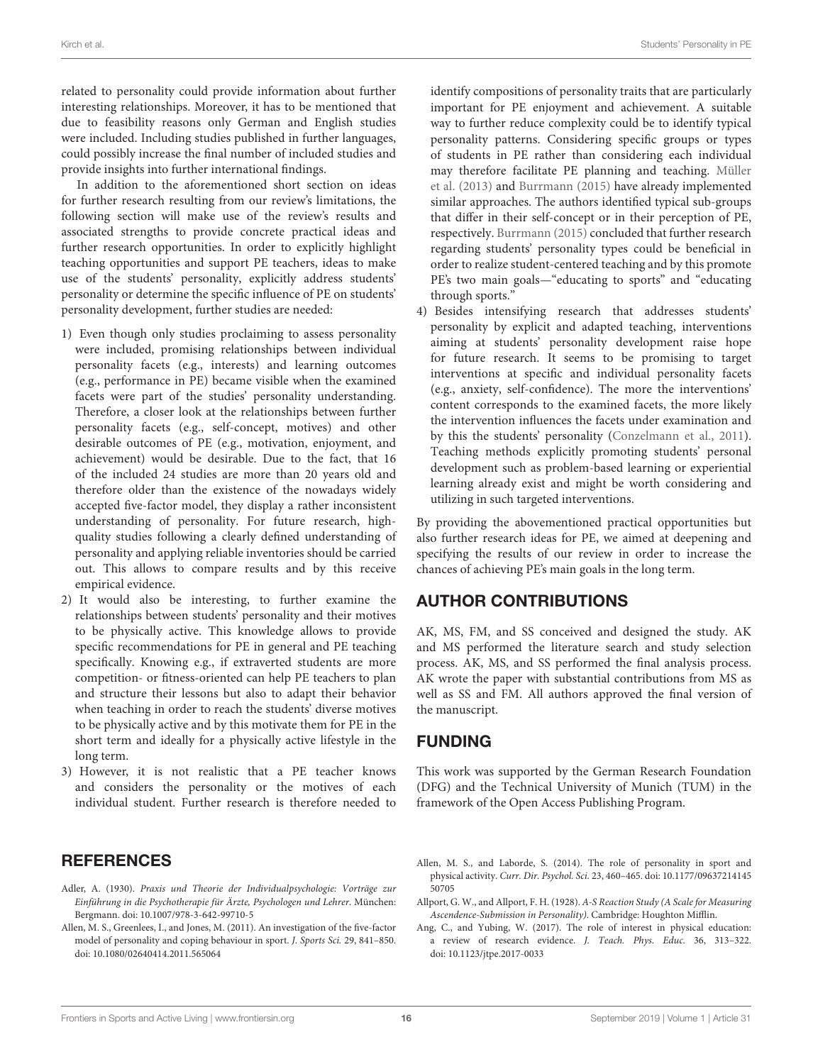related to personality could provide information about further interesting relationships. Moreover, it has to be mentioned that due to feasibility reasons only German and English studies were included. Including studies published in further languages, could possibly increase the final number of included studies and provide insights into further international findings.

In addition to the aforementioned short section on ideas for further research resulting from our review's limitations, the following section will make use of the review's results and associated strengths to provide concrete practical ideas and further research opportunities. In order to explicitly highlight teaching opportunities and support PE teachers, ideas to make use of the students' personality, explicitly address students' personality or determine the specific influence of PE on students' personality development, further studies are needed:

1) Even though only studies proclaiming to assess personality were included, promising relationships between individual personality facets (e.g., interests) and learning outcomes (e.g., performance in PE) became visible when the examined facets were part of the studies' personality understanding. Therefore, a closer look at the relationships between further personality facets (e.g., self-concept, motives) and other desirable outcomes of PE (e.g., motivation, enjoyment, and achievement) would be desirable. Due to the fact, that 16 of the included 24 studies are more than 20 years old and therefore older than the existence of the nowadays widely accepted five-factor model, they display a rather inconsistent understanding of personality. For future research, high-quality studies following a clearly defined understanding of personality and applying reliable inventories should be carried out. This allows to compare results and by this receive empirical evidence.
2) It would also be interesting, to further examine the relationships between students' personality and their motives to be physically active. This knowledge allows to provide specific recommendations for PE in general and PE teaching specifically. Knowing e.g., if extraverted students are more competition- or fitness-oriented can help PE teachers to plan and structure their lessons but also to adapt their behavior when teaching in order to reach the students' diverse motives to be physically active and by this motivate them for PE in the short term and ideally for a physically active lifestyle in the long term.
3) However, it is not realistic that a PE teacher knows and considers the personality or the motives of each individual student. Further research is therefore needed to identify compositions of personality traits that are particularly important for PE enjoyment and achievement. A suitable way to further reduce complexity could be to identify typical personality patterns. Considering specific groups or types of students in PE rather than considering each individual may therefore facilitate PE planning and teaching. Müller et al. (2013) and Burrmann (2015) have already implemented similar approaches. The authors identified typical sub-groups that differ in their self-concept or in their perception of PE, respectively. Burrmann (2015) concluded that further research regarding students' personality types could be beneficial in order to realize student-centered teaching and by this promote PE's two main goals—"educating to sports" and "educating through sports."
4) Besides intensifying research that addresses students' personality by explicit and adapted teaching, interventions aiming at students' personality development raise hope for future research. It seems to be promising to target interventions at specific and individual personality facets (e.g., anxiety, self-confidence). The more the interventions' content corresponds to the examined facets, the more likely the intervention influences the facets under examination and by this the students' personality (Conzelmann et al., 2011). Teaching methods explicitly promoting students' personal development such as problem-based learning or experiential learning already exist and might be worth considering and utilizing in such targeted interventions.

By providing the abovementioned practical opportunities but also further research ideas for PE, we aimed at deepening and specifying the results of our review in order to increase the chances of achieving PE's main goals in the long term.

## AUTHOR CONTRIBUTIONS

AK, MS, FM, and SS conceived and designed the study. AK and MS performed the literature search and study selection process. AK, MS, and SS performed the final analysis process. AK wrote the paper with substantial contributions from MS as well as SS and FM. All authors approved the final version of the manuscript.

## FUNDING

This work was supported by the German Research Foundation (DFG) and the Technical University of Munich (TUM) in the framework of the Open Access Publishing Program.

## REFERENCES

Adler, A. (1930). *Praxis und Theorie der Individualpsychologie: Vorträge zur Einführung in die Psychotherapie für Ärzte, Psychologen und Lehrer*. München: Bergmann. doi: 10.1007/978-3-642-99710-5

Allen, M. S., Greenlees, I., and Jones, M. (2011). An investigation of the five-factor model of personality and coping behaviour in sport. *J. Sports Sci.* 29, 841–850. doi: 10.1080/02640414.2011.565064

Allen, M. S., and Laborde, S. (2014). The role of personality in sport and physical activity. *Curr. Dir. Psychol. Sci.* 23, 460–465. doi: 10.1177/0963721414550705

Allport, G. W., and Allport, F. H. (1928). *A-S Reaction Study (A Scale for Measuring Ascendence-Submission in Personality)*. Cambridge: Houghton Mifflin.

Ang, C., and Yubing, W. (2017). The role of interest in physical education: a review of research evidence. *J. Teach. Phys. Educ.* 36, 313–322. doi: 10.1123/jtpe.2017-0033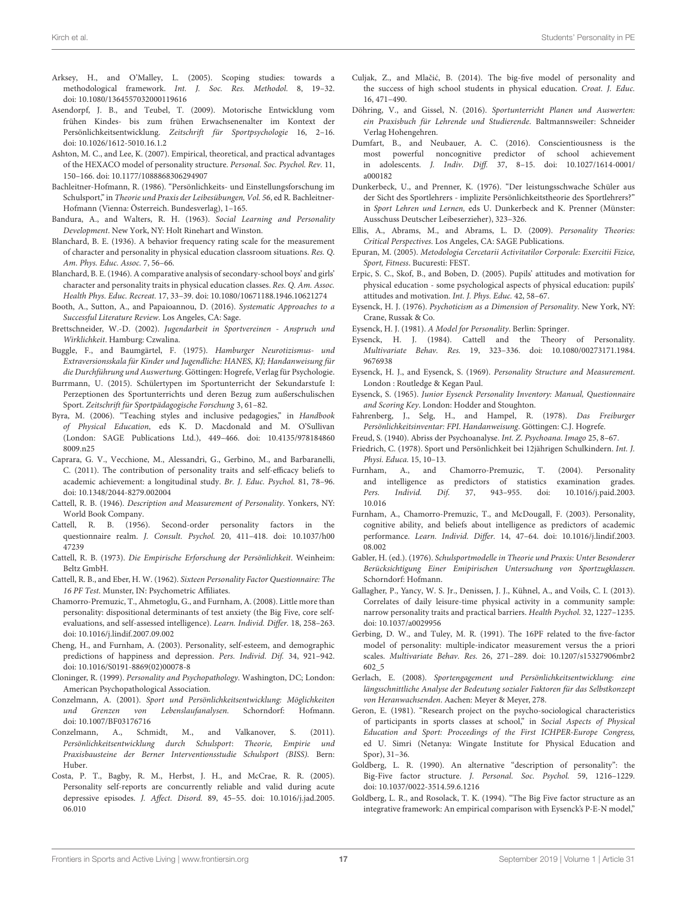Arksey, H., and O'Malley, L. (2005). Scoping studies: towards a methodological framework. *Int. J. Soc. Res. Methodol.* 8, 19–32. doi: 10.1080/1364557032000119616

Asendorpf, J. B., and Teubel, T. (2009). Motorische Entwicklung vom frühen Kindes- bis zum frühen Erwachsenenalter im Kontext der Persönlichkeitsentwicklung. *Zeitschrift für Sportpsychologie* 16, 2–16. doi: 10.1026/1612-5010.16.1.2

Ashton, M. C., and Lee, K. (2007). Empirical, theoretical, and practical advantages of the HEXACO model of personality structure. *Personal. Soc. Psychol. Rev.* 11, 150–166. doi: 10.1177/1088868306294907

Bachleitner-Hofmann, R. (1986). "Persönlichkeits- und Einstellungsforschung im Schulsport," in *Theorie und Praxis der Leibesübungen, Vol. 56*, ed R. Bachleitner-Hofmann (Vienna: Österreich. Bundesverlag), 1–165.

Bandura, A., and Walters, R. H. (1963). *Social Learning and Personality Development*. New York, NY: Holt Rinehart and Winston.

Blanchard, B. E. (1936). A behavior frequency rating scale for the measurement of character and personality in physical education classroom situations. *Res. Q. Am. Phys. Educ. Assoc.* 7, 56–66.

Blanchard, B. E. (1946). A comparative analysis of secondary-school boys' and girls' character and personality traits in physical education classes. *Res. Q. Am. Assoc. Health Phys. Educ. Recreat.* 17, 33–39. doi: 10.1080/10671188.1946.10621274

Booth, A., Sutton, A., and Papaioannou, D. (2016). *Systematic Approaches to a Successful Literature Review*. Los Angeles, CA: Sage.

Brettschneider, W.-D. (2002). *Jugendarbeit in Sportvereinen - Anspruch und Wirklichkeit*. Hamburg: Czwalina.

Buggle, F., and Baumgärtel, F. (1975). *Hamburger Neurotizismus- und Extraversionsskala für Kinder und Jugendliche: HANES, KJ; Handanweisung für die Durchführung und Auswertung*. Göttingen: Hogrefe, Verlag für Psychologie.

Burrmann, U. (2015). Schülertypen im Sportunterricht der Sekundarstufe I: Perzeptionen des Sportunterrichts und deren Bezug zum außerschulischen Sport. *Zeitschrift für Sportpädagogische Forschung* 3, 61–82.

Byra, M. (2006). "Teaching styles and inclusive pedagogies," in *Handbook of Physical Education*, eds K. D. Macdonald and M. O'Sullivan (London: SAGE Publications Ltd.), 449–466. doi: 10.4135/9781848608009.n25

Caprara, G. V., Vecchione, M., Alessandri, G., Gerbino, M., and Barbaranelli, C. (2011). The contribution of personality traits and self-efficacy beliefs to academic achievement: a longitudinal study. *Br. J. Educ. Psychol.* 81, 78–96. doi: 10.1348/2044-8279.002004

Cattell, R. B. (1946). *Description and Measurement of Personality*. Yonkers, NY: World Book Company.

Cattell, R. B. (1956). Second-order personality factors in the questionnaire realm. *J. Consult. Psychol.* 20, 411–418. doi: 10.1037/h0047239

Cattell, R. B. (1973). *Die Empirische Erforschung der Persönlichkeit*. Weinheim: Beltz GmbH.

Cattell, R. B., and Eber, H. W. (1962). *Sixteen Personality Factor Questionnaire: The 16 PF Test*. Munster, IN: Psychometric Affiliates.

Chamorro-Premuzic, T., Ahmetoglu, G., and Furnham, A. (2008). Little more than personality: dispositional determinants of test anxiety (the Big Five, core self-evaluations, and self-assessed intelligence). *Learn. Individ. Differ.* 18, 258–263. doi: 10.1016/j.lindif.2007.09.002

Cheng, H., and Furnham, A. (2003). Personality, self-esteem, and demographic predictions of happiness and depression. *Pers. Individ. Dif.* 34, 921–942. doi: 10.1016/S0191-8869(02)00078-8

Cloninger, R. (1999). *Personality and Psychopathology*. Washington, DC; London: American Psychopathological Association.

Conzelmann, A. (2001). *Sport und Persönlichkeitsentwicklung: Möglichkeiten und Grenzen von Lebenslaufanalysen.* Schorndorf: Hofmann. doi: 10.1007/BF03176716

Conzelmann, A., Schmidt, M., and Valkanover, S. (2011). *Persönlichkeitsentwicklung durch Schulsport: Theorie, Empirie und Praxisbausteine der Berner Interventionsstudie Schulsport (BISS).* Bern: Huber.

Costa, P. T., Bagby, R. M., Herbst, J. H., and McCrae, R. R. (2005). Personality self-reports are concurrently reliable and valid during acute depressive episodes. *J. Affect. Disord.* 89, 45–55. doi: 10.1016/j.jad.2005.06.010

Culjak, Z., and Mlačić, B. (2014). The big-five model of personality and the success of high school students in physical education. *Croat. J. Educ.* 16, 471–490.

Döhring, V., and Gissel, N. (2016). *Sportunterricht Planen und Auswerten: ein Praxisbuch für Lehrende und Studierende*. Baltmannsweiler: Schneider Verlag Hohengehren.

Dumfart, B., and Neubauer, A. C. (2016). Conscientiousness is the most powerful noncognitive predictor of school achievement in adolescents. *J. Indiv. Diff.* 37, 8–15. doi: 10.1027/1614-0001/a000182

Dunkerbeck, U., and Prenner, K. (1976). "Der leistungsschwache Schüler aus der Sicht des Sportlehrers - implizite Persönlichkeitstheorie des Sportlehrers?" in *Sport Lehren und Lernen*, eds U. Dunkerbeck and K. Prenner (Münster: Ausschuss Deutscher Leibeserzieher), 323–326.

Ellis, A., Abrams, M., and Abrams, L. D. (2009). *Personality Theories: Critical Perspectives*. Los Angeles, CA: SAGE Publications.

Epuran, M. (2005). *Metodologia Cercetarii Activitatilor Corporale: Exercitii Fizice, Sport, Fitness*. Bucuresti: FEST.

Erpic, S. C., Skof, B., and Boben, D. (2005). Pupils' attitudes and motivation for physical education - some psychological aspects of physical education: pupils' attitudes and motivation. *Int. J. Phys. Educ.* 42, 58–67.

Eysenck, H. J. (1976). *Psychoticism as a Dimension of Personality*. New York, NY: Crane, Russak & Co.

Eysenck, H. J. (1981). *A Model for Personality*. Berlin: Springer.

Eysenck, H. J. (1984). Cattell and the Theory of Personality. *Multivariate Behav. Res.* 19, 323–336. doi: 10.1080/00273171.1984.9676938

Eysenck, H. J., and Eysenck, S. (1969). *Personality Structure and Measurement.* London : Routledge & Kegan Paul.

Eysenck, S. (1965). *Junior Eysenck Personality Inventory: Manual, Questionnaire and Scoring Key*. London: Hodder and Stoughton.

Fahrenberg, J., Selg, H., and Hampel, R. (1978). *Das Freiburger Persönlichkeitsinventar: FPI. Handanweisung*. Göttingen: C.J. Hogrefe.

Freud, S. (1940). Abriss der Psychoanalyse. *Int. Z. Psychoana. Imago* 25, 8–67.

Friedrich, C. (1978). Sport und Persönlichkeit bei 12jährigen Schulkindern. *Int. J. Physi. Educa.* 15, 10–13.

Furnham, A., and Chamorro-Premuzic, T. (2004). Personality and intelligence as predictors of statistics examination grades. *Pers. Individ. Dif.* 37, 943–955. doi: 10.1016/j.paid.2003.10.016

Furnham, A., Chamorro-Premuzic, T., and McDougall, F. (2003). Personality, cognitive ability, and beliefs about intelligence as predictors of academic performance. *Learn. Individ. Differ.* 14, 47–64. doi: 10.1016/j.lindif.2003.08.002

Gabler, H. (ed.). (1976). *Schulsportmodelle in Theorie und Praxis: Unter Besonderer Berücksichtigung Einer Emipirischen Untersuchung von Sportzugklassen.* Schorndorf: Hofmann.

Gallagher, P., Yancy, W. S. Jr., Denissen, J. J., Kühnel, A., and Voils, C. I. (2013). Correlates of daily leisure-time physical activity in a community sample: narrow personality traits and practical barriers. *Health Psychol.* 32, 1227–1235. doi: 10.1037/a0029956

Gerbing, D. W., and Tuley, M. R. (1991). The 16PF related to the five-factor model of personality: multiple-indicator measurement versus the a priori scales. *Multivariate Behav. Res.* 26, 271–289. doi: 10.1207/s15327906mbr2602_5

Gerlach, E. (2008). *Sportengagement und Persönlichkeitsentwicklung: eine längsschnittliche Analyse der Bedeutung sozialer Faktoren für das Selbstkonzept von Heranwachsenden*. Aachen: Meyer & Meyer, 278.

Geron, E. (1981). "Research project on the psycho-sociological characteristics of participants in sports classes at school," in *Social Aspects of Physical Education and Sport: Proceedings of the First ICHPER-Europe Congress,* ed U. Simri (Netanya: Wingate Institute for Physical Education and Spor), 31–36.

Goldberg, L. R. (1990). An alternative "description of personality": the Big-Five factor structure. *J. Personal. Soc. Psychol.* 59, 1216–1229. doi: 10.1037/0022-3514.59.6.1216

Goldberg, L. R., and Rosolack, T. K. (1994). "The Big Five factor structure as an integrative framework: An empirical comparison with Eysenck's P-E-N model,"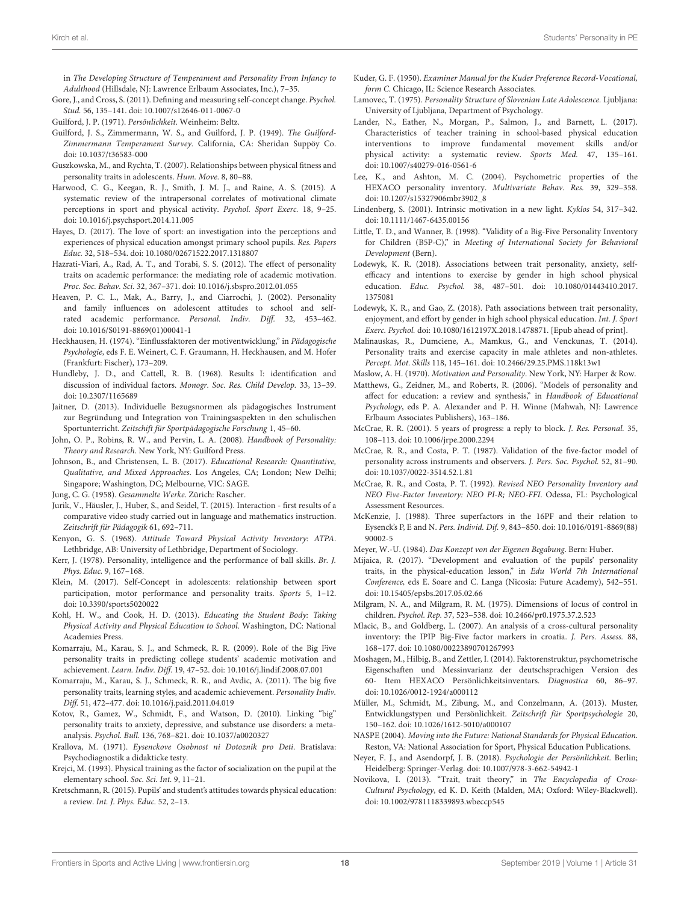in *The Developing Structure of Temperament and Personality From Infancy to Adulthood* (Hillsdale, NJ: Lawrence Erlbaum Associates, Inc.), 7–35.

Gore, J., and Cross, S. (2011). Defining and measuring self-concept change. *Psychol. Stud.* 56, 135–141. doi: 10.1007/s12646-011-0067-0

Guilford, J. P. (1971). *Persönlichkeit*. Weinheim: Beltz.

Guilford, J. S., Zimmermann, W. S., and Guilford, J. P. (1949). *The Guilford-Zimmermann Temperament Survey*. California, CA: Sheridan Suppöy Co. doi: 10.1037/t36583-000

Guszkowska, M., and Rychta, T. (2007). Relationships between physical fitness and personality traits in adolescents. *Hum. Move.* 8, 80–88.

Harwood, C. G., Keegan, R. J., Smith, J. M. J., and Raine, A. S. (2015). A systematic review of the intrapersonal correlates of motivational climate perceptions in sport and physical activity. *Psychol. Sport Exerc.* 18, 9–25. doi: 10.1016/j.psychsport.2014.11.005

Hayes, D. (2017). The love of sport: an investigation into the perceptions and experiences of physical education amongst primary school pupils. *Res. Papers Educ.* 32, 518–534. doi: 10.1080/02671522.2017.1318807

Hazrati-Viari, A., Rad, A. T., and Torabi, S. S. (2012). The effect of personality traits on academic performance: the mediating role of academic motivation. *Proc. Soc. Behav. Sci.* 32, 367–371. doi: 10.1016/j.sbspro.2012.01.055

Heaven, P. C. L., Mak, A., Barry, J., and Ciarrochi, J. (2002). Personality and family influences on adolescent attitudes to school and self-rated academic performance. *Personal. Indiv. Diff.* 32, 453–462. doi: 10.1016/S0191-8869(01)00041-1

Heckhausen, H. (1974). "Einflussfaktoren der motiventwicklung," in *Pädagogische Psychologie*, eds F. E. Weinert, C. F. Graumann, H. Heckhausen, and M. Hofer (Frankfurt: Fischer), 173–209.

Hundleby, J. D., and Cattell, R. B. (1968). Results I: identification and discussion of individual factors. *Monogr. Soc. Res. Child Develop.* 33, 13–39. doi: 10.2307/1165689

Jaitner, D. (2013). Individuelle Bezugsnormen als pädagogisches Instrument zur Begründung und Integration von Trainingsaspekten in den schulischen Sportunterricht. *Zeitschrift für Sportpädagogische Forschung* 1, 45–60.

John, O. P., Robins, R. W., and Pervin, L. A. (2008). *Handbook of Personality: Theory and Research*. New York, NY: Guilford Press.

Johnson, B., and Christensen, L. B. (2017). *Educational Research: Quantitative, Qualitative, and Mixed Approaches*. Los Angeles, CA; London; New Delhi; Singapore; Washington, DC; Melbourne, VIC: SAGE.

Jung, C. G. (1958). *Gesammelte Werke*. Zürich: Rascher.

Jurik, V., Häusler, J., Huber, S., and Seidel, T. (2015). Interaction - first results of a comparative video study carried out in language and mathematics instruction. *Zeitschrift für Pädagogik* 61, 692–711.

Kenyon, G. S. (1968). *Attitude Toward Physical Activity Inventory: ATPA*. Lethbridge, AB: University of Lethbridge, Department of Sociology.

Kerr, J. (1978). Personality, intelligence and the performance of ball skills. *Br. J. Phys. Educ.* 9, 167–168.

Klein, M. (2017). Self-Concept in adolescents: relationship between sport participation, motor performance and personality traits. *Sports* 5, 1–12. doi: 10.3390/sports5020022

Kohl, H. W., and Cook, H. D. (2013). *Educating the Student Body: Taking Physical Activity and Physical Education to School*. Washington, DC: National Academies Press.

Komarraju, M., Karau, S. J., and Schmeck, R. R. (2009). Role of the Big Five personality traits in predicting college students' academic motivation and achievement. *Learn. Indiv. Diff.* 19, 47–52. doi: 10.1016/j.lindif.2008.07.001

Komarraju, M., Karau, S. J., Schmeck, R. R., and Avdic, A. (2011). The big five personality traits, learning styles, and academic achievement. *Personality Indiv. Diff.* 51, 472–477. doi: 10.1016/j.paid.2011.04.019

Kotov, R., Gamez, W., Schmidt, F., and Watson, D. (2010). Linking "big" personality traits to anxiety, depressive, and substance use disorders: a meta-analysis. *Psychol. Bull.* 136, 768–821. doi: 10.1037/a0020327

Krallova, M. (1971). *Eysenckove Osobnost ni Dotoznik pro Deti*. Bratislava: Psychodiagnostik a didakticke testy.

Krejci, M. (1993). Physical training as the factor of socialization on the pupil at the elementary school. *Soc. Sci. Int.* 9, 11–21.

Kretschmann, R. (2015). Pupils' and student's attitudes towards physical education: a review. *Int. J. Phys. Educ.* 52, 2–13.

Kuder, G. F. (1950). *Examiner Manual for the Kuder Preference Record-Vocational, form C*. Chicago, IL: Science Research Associates.

Lamovec, T. (1975). *Personality Structure of Slovenian Late Adolescence*. Ljubljana: University of Ljubljana, Department of Psychology.

Lander, N., Eather, N., Morgan, P., Salmon, J., and Barnett, L. (2017). Characteristics of teacher training in school-based physical education interventions to improve fundamental movement skills and/or physical activity: a systematic review. *Sports Med.* 47, 135–161. doi: 10.1007/s40279-016-0561-6

Lee, K., and Ashton, M. C. (2004). Psychometric properties of the HEXACO personality inventory. *Multivariate Behav. Res.* 39, 329–358. doi: 10.1207/s15327906mbr3902_8

Lindenberg, S. (2001). Intrinsic motivation in a new light. *Kyklos* 54, 317–342. doi: 10.1111/1467-6435.00156

Little, T. D., and Wanner, B. (1998). "Validity of a Big-Five Personality Inventory for Children (B5P-C)," in *Meeting of International Society for Behavioral Development* (Bern).

Lodewyk, K. R. (2018). Associations between trait personality, anxiety, self-efficacy and intentions to exercise by gender in high school physical education. *Educ. Psychol.* 38, 487–501. doi: 10.1080/01443410.2017.1375081

Lodewyk, K. R., and Gao, Z. (2018). Path associations between trait personality, enjoyment, and effort by gender in high school physical education. *Int. J. Sport Exerc. Psychol.* doi: 10.1080/1612197X.2018.1478871. [Epub ahead of print].

Malinauskas, R., Dumciene, A., Mamkus, G., and Venckunas, T. (2014). Personality traits and exercise capacity in male athletes and non-athletes. *Percept. Mot. Skills* 118, 145–161. doi: 10.2466/29.25.PMS.118k13w1

Maslow, A. H. (1970). *Motivation and Personality*. New York, NY: Harper & Row.

Matthews, G., Zeidner, M., and Roberts, R. (2006). "Models of personality and affect for education: a review and synthesis," in *Handbook of Educational Psychology*, eds P. A. Alexander and P. H. Winne (Mahwah, NJ: Lawrence Erlbaum Associates Publishers), 163–186.

McCrae, R. R. (2001). 5 years of progress: a reply to block. *J. Res. Personal.* 35, 108–113. doi: 10.1006/jrpe.2000.2294

McCrae, R. R., and Costa, P. T. (1987). Validation of the five-factor model of personality across instruments and observers. *J. Pers. Soc. Psychol.* 52, 81–90. doi: 10.1037/0022-3514.52.1.81

McCrae, R. R., and Costa, P. T. (1992). *Revised NEO Personality Inventory and NEO Five-Factor Inventory: NEO PI-R; NEO-FFI*. Odessa, FL: Psychological Assessment Resources.

McKenzie, J. (1988). Three superfactors in the 16PF and their relation to Eysenck's P, E and N. *Pers. Individ. Dif.* 9, 843–850. doi: 10.1016/0191-8869(88)90002-5

Meyer, W.-U. (1984). *Das Konzept von der Eigenen Begabung*. Bern: Huber.

Mijaica, R. (2017). "Development and evaluation of the pupils' personality traits, in the physical-education lesson," in *Edu World 7th International Conference*, eds E. Soare and C. Langa (Nicosia: Future Academy), 542–551. doi: 10.15405/epsbs.2017.05.02.66

Milgram, N. A., and Milgram, R. M. (1975). Dimensions of locus of control in children. *Psychol. Rep.* 37, 523–538. doi: 10.2466/pr0.1975.37.2.523

Mlacic, B., and Goldberg, L. (2007). An analysis of a cross-cultural personality inventory: the IPIP Big-Five factor markers in croatia. *J. Pers. Assess.* 88, 168–177. doi: 10.1080/00223890701267993

Moshagen, M., Hilbig, B., and Zettler, I. (2014). Faktorenstruktur, psychometrische Eigenschaften und Messinvarianz der deutschsprachigen Version des 60- Item HEXACO Persönlichkeitsinventars. *Diagnostica* 60, 86–97. doi: 10.1026/0012-1924/a000112

Müller, M., Schmidt, M., Zibung, M., and Conzelmann, A. (2013). Muster, Entwicklungstypen und Persönlichkeit. *Zeitschrift für Sportpsychologie* 20, 150–162. doi: 10.1026/1612-5010/a000107

NASPE (2004). *Moving into the Future: National Standards for Physical Education*. Reston, VA: National Association for Sport, Physical Education Publications.

Neyer, F. J., and Asendorpf, J. B. (2018). *Psychologie der Persönlichkeit*. Berlin; Heidelberg: Springer-Verlag. doi: 10.1007/978-3-662-54942-1

Novikova, I. (2013). "Trait, trait theory," in *The Encyclopedia of Cross-Cultural Psychology*, ed K. D. Keith (Malden, MA; Oxford: Wiley-Blackwell). doi: 10.1002/9781118339893.wbeccp545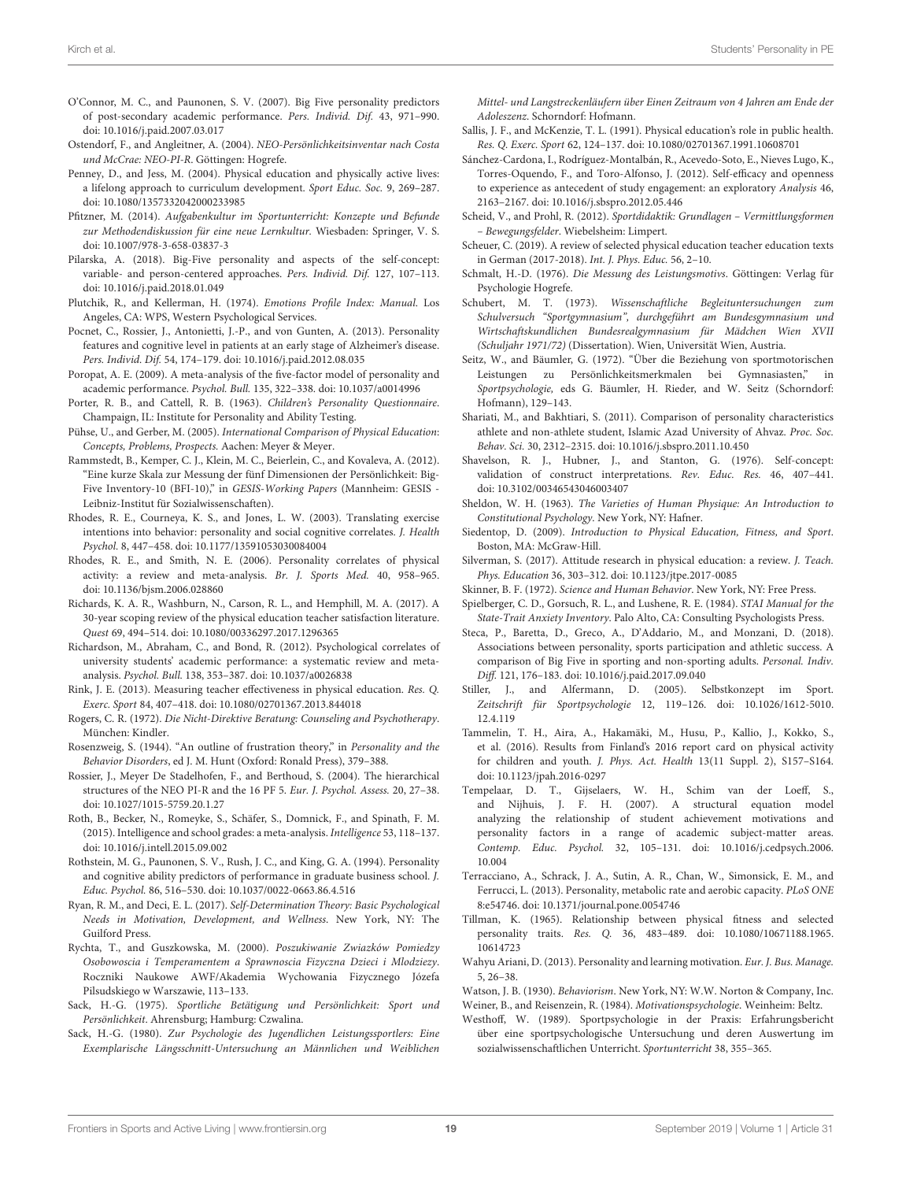O'Connor, M. C., and Paunonen, S. V. (2007). Big Five personality predictors of post-secondary academic performance. *Pers. Individ. Dif.* 43, 971–990. doi: 10.1016/j.paid.2007.03.017

Ostendorf, F., and Angleitner, A. (2004). *NEO-Persönlichkeitsinventar nach Costa und McCrae: NEO-PI-R*. Göttingen: Hogrefe.

Penney, D., and Jess, M. (2004). Physical education and physically active lives: a lifelong approach to curriculum development. *Sport Educ. Soc.* 9, 269–287. doi: 10.1080/1357332042000233985

Pfitzner, M. (2014). *Aufgabenkultur im Sportunterricht: Konzepte und Befunde zur Methodendiskussion für eine neue Lernkultur*. Wiesbaden: Springer, V. S. doi: 10.1007/978-3-658-03837-3

Pilarska, A. (2018). Big-Five personality and aspects of the self-concept: variable- and person-centered approaches. *Pers. Individ. Dif.* 127, 107–113. doi: 10.1016/j.paid.2018.01.049

Plutchik, R., and Kellerman, H. (1974). *Emotions Profile Index: Manual*. Los Angeles, CA: WPS, Western Psychological Services.

Pocnet, C., Rossier, J., Antonietti, J.-P., and von Gunten, A. (2013). Personality features and cognitive level in patients at an early stage of Alzheimer's disease. *Pers. Individ. Dif.* 54, 174–179. doi: 10.1016/j.paid.2012.08.035

Poropat, A. E. (2009). A meta-analysis of the five-factor model of personality and academic performance. *Psychol. Bull.* 135, 322–338. doi: 10.1037/a0014996

Porter, R. B., and Cattell, R. B. (1963). *Children's Personality Questionnaire*. Champaign, IL: Institute for Personality and Ability Testing.

Pühse, U., and Gerber, M. (2005). *International Comparison of Physical Education: Concepts, Problems, Prospects*. Aachen: Meyer & Meyer.

Rammstedt, B., Kemper, C. J., Klein, M. C., Beierlein, C., and Kovaleva, A. (2012). "Eine kurze Skala zur Messung der fünf Dimensionen der Persönlichkeit: Big-Five Inventory-10 (BFI-10)," in *GESIS-Working Papers* (Mannheim: GESIS - Leibniz-Institut für Sozialwissenschaften).

Rhodes, R. E., Courneya, K. S., and Jones, L. W. (2003). Translating exercise intentions into behavior: personality and social cognitive correlates. *J. Health Psychol.* 8, 447–458. doi: 10.1177/13591053030084004

Rhodes, R. E., and Smith, N. E. (2006). Personality correlates of physical activity: a review and meta-analysis. *Br. J. Sports Med.* 40, 958–965. doi: 10.1136/bjsm.2006.028860

Richards, K. A. R., Washburn, N., Carson, R. L., and Hemphill, M. A. (2017). A 30-year scoping review of the physical education teacher satisfaction literature. *Quest* 69, 494–514. doi: 10.1080/00336297.2017.1296365

Richardson, M., Abraham, C., and Bond, R. (2012). Psychological correlates of university students' academic performance: a systematic review and meta-analysis. *Psychol. Bull.* 138, 353–387. doi: 10.1037/a0026838

Rink, J. E. (2013). Measuring teacher effectiveness in physical education. *Res. Q. Exerc. Sport* 84, 407–418. doi: 10.1080/02701367.2013.844018

Rogers, C. R. (1972). *Die Nicht-Direktive Beratung: Counseling and Psychotherapy*. München: Kindler.

Rosenzweig, S. (1944). "An outline of frustration theory," in *Personality and the Behavior Disorders*, ed J. M. Hunt (Oxford: Ronald Press), 379–388.

Rossier, J., Meyer De Stadelhofen, F., and Berthoud, S. (2004). The hierarchical structures of the NEO PI-R and the 16 PF 5. *Eur. J. Psychol. Assess.* 20, 27–38. doi: 10.1027/1015-5759.20.1.27

Roth, B., Becker, N., Romeyke, S., Schäfer, S., Domnick, F., and Spinath, F. M. (2015). Intelligence and school grades: a meta-analysis. *Intelligence* 53, 118–137. doi: 10.1016/j.intell.2015.09.002

Rothstein, M. G., Paunonen, S. V., Rush, J. C., and King, G. A. (1994). Personality and cognitive ability predictors of performance in graduate business school. *J. Educ. Psychol.* 86, 516–530. doi: 10.1037/0022-0663.86.4.516

Ryan, R. M., and Deci, E. L. (2017). *Self-Determination Theory: Basic Psychological Needs in Motivation, Development, and Wellness*. New York, NY: The Guilford Press.

Rychta, T., and Guszkowska, M. (2000). *Poszukiwanie Zwiazków Pomiedzy Osobowoscia i Temperamentem a Sprawnoscia Fizyczna Dzieci i Mlodziezy*. Roczniki Naukowe AWF/Akademia Wychowania Fizycznego Józefa Pilsudskiego w Warszawie, 113–133.

Sack, H.-G. (1975). *Sportliche Betätigung und Persönlichkeit: Sport und Persönlichkeit*. Ahrensburg; Hamburg: Czwalina.

Sack, H.-G. (1980). *Zur Psychologie des Jugendlichen Leistungssportlers: Eine Exemplarische Längsschnitt-Untersuchung an Männlichen und Weiblichen Mittel- und Langstreckenläufern über Einen Zeitraum von 4 Jahren am Ende der Adoleszenz*. Schorndorf: Hofmann.

Sallis, J. F., and McKenzie, T. L. (1991). Physical education's role in public health. *Res. Q. Exerc. Sport* 62, 124–137. doi: 10.1080/02701367.1991.10608701

Sánchez-Cardona, I., Rodríguez-Montalbán, R., Acevedo-Soto, E., Nieves Lugo, K., Torres-Oquendo, F., and Toro-Alfonso, J. (2012). Self-efficacy and openness to experience as antecedent of study engagement: an exploratory *Analysis* 46, 2163–2167. doi: 10.1016/j.sbspro.2012.05.446

Scheid, V., and Prohl, R. (2012). *Sportdidaktik: Grundlagen – Vermittlungsformen – Bewegungsfelder*. Wiebelsheim: Limpert.

Scheuer, C. (2019). A review of selected physical education teacher education texts in German (2017-2018). *Int. J. Phys. Educ.* 56, 2–10.

Schmalt, H.-D. (1976). *Die Messung des Leistungsmotivs*. Göttingen: Verlag für Psychologie Hogrefe.

Schubert, M. T. (1973). *Wissenschaftliche Begleituntersuchungen zum Schulversuch "Sportgymnasium", durchgeführt am Bundesgymnasium und Wirtschaftskundlichen Bundesrealgymnasium für Mädchen Wien XVII (Schuljahr 1971/72)* (Dissertation). Wien, Universität Wien, Austria.

Seitz, W., and Bäumler, G. (1972). "Über die Beziehung von sportmotorischen Leistungen zu Persönlichkeitsmerkmalen bei Gymnasiasten," in *Sportpsychologie*, eds G. Bäumler, H. Rieder, and W. Seitz (Schorndorf: Hofmann), 129–143.

Shariati, M., and Bakhtiari, S. (2011). Comparison of personality characteristics athlete and non-athlete student, Islamic Azad University of Ahvaz. *Proc. Soc. Behav. Sci.* 30, 2312–2315. doi: 10.1016/j.sbspro.2011.10.450

Shavelson, R. J., Hubner, J., and Stanton, G. (1976). Self-concept: validation of construct interpretations. *Rev. Educ. Res.* 46, 407–441. doi: 10.3102/00346543046003407

Sheldon, W. H. (1963). *The Varieties of Human Physique: An Introduction to Constitutional Psychology*. New York, NY: Hafner.

Siedentop, D. (2009). *Introduction to Physical Education, Fitness, and Sport*. Boston, MA: McGraw-Hill.

Silverman, S. (2017). Attitude research in physical education: a review. *J. Teach. Phys. Education* 36, 303–312. doi: 10.1123/jtpe.2017-0085

Skinner, B. F. (1972). *Science and Human Behavior*. New York, NY: Free Press.

Spielberger, C. D., Gorsuch, R. L., and Lushene, R. E. (1984). *STAI Manual for the State-Trait Anxiety Inventory*. Palo Alto, CA: Consulting Psychologists Press.

Steca, P., Baretta, D., Greco, A., D'Addario, M., and Monzani, D. (2018). Associations between personality, sports participation and athletic success. A comparison of Big Five in sporting and non-sporting adults. *Personal. Indiv. Diff.* 121, 176–183. doi: 10.1016/j.paid.2017.09.040

Stiller, J., and Alfermann, D. (2005). Selbstkonzept im Sport. *Zeitschrift für Sportpsychologie* 12, 119–126. doi: 10.1026/1612-5010.12.4.119

Tammelin, T. H., Aira, A., Hakamäki, M., Husu, P., Kallio, J., Kokko, S., et al. (2016). Results from Finland's 2016 report card on physical activity for children and youth. *J. Phys. Act. Health* 13(11 Suppl. 2), S157–S164. doi: 10.1123/jpah.2016-0297

Tempelaar, D. T., Gijselaers, W. H., Schim van der Loeff, S., and Nijhuis, J. F. H. (2007). A structural equation model analyzing the relationship of student achievement motivations and personality factors in a range of academic subject-matter areas. *Contemp. Educ. Psychol.* 32, 105–131. doi: 10.1016/j.cedpsych.2006.10.004

Terracciano, A., Schrack, J. A., Sutin, A. R., Chan, W., Simonsick, E. M., and Ferrucci, L. (2013). Personality, metabolic rate and aerobic capacity. *PLoS ONE* 8:e54746. doi: 10.1371/journal.pone.0054746

Tillman, K. (1965). Relationship between physical fitness and selected personality traits. *Res. Q.* 36, 483–489. doi: 10.1080/10671188.1965.10614723

Wahyu Ariani, D. (2013). Personality and learning motivation. *Eur. J. Bus. Manage.* 5, 26–38.

Watson, J. B. (1930). *Behaviorism*. New York, NY: W.W. Norton & Company, Inc.

Weiner, B., and Reisenzein, R. (1984). *Motivationspsychologie*. Weinheim: Beltz.

Westhoff, W. (1989). Sportpsychologie in der Praxis: Erfahrungsbericht über eine sportpsychologische Untersuchung und deren Auswertung im sozialwissenschaftlichen Unterricht. *Sportunterricht* 38, 355–365.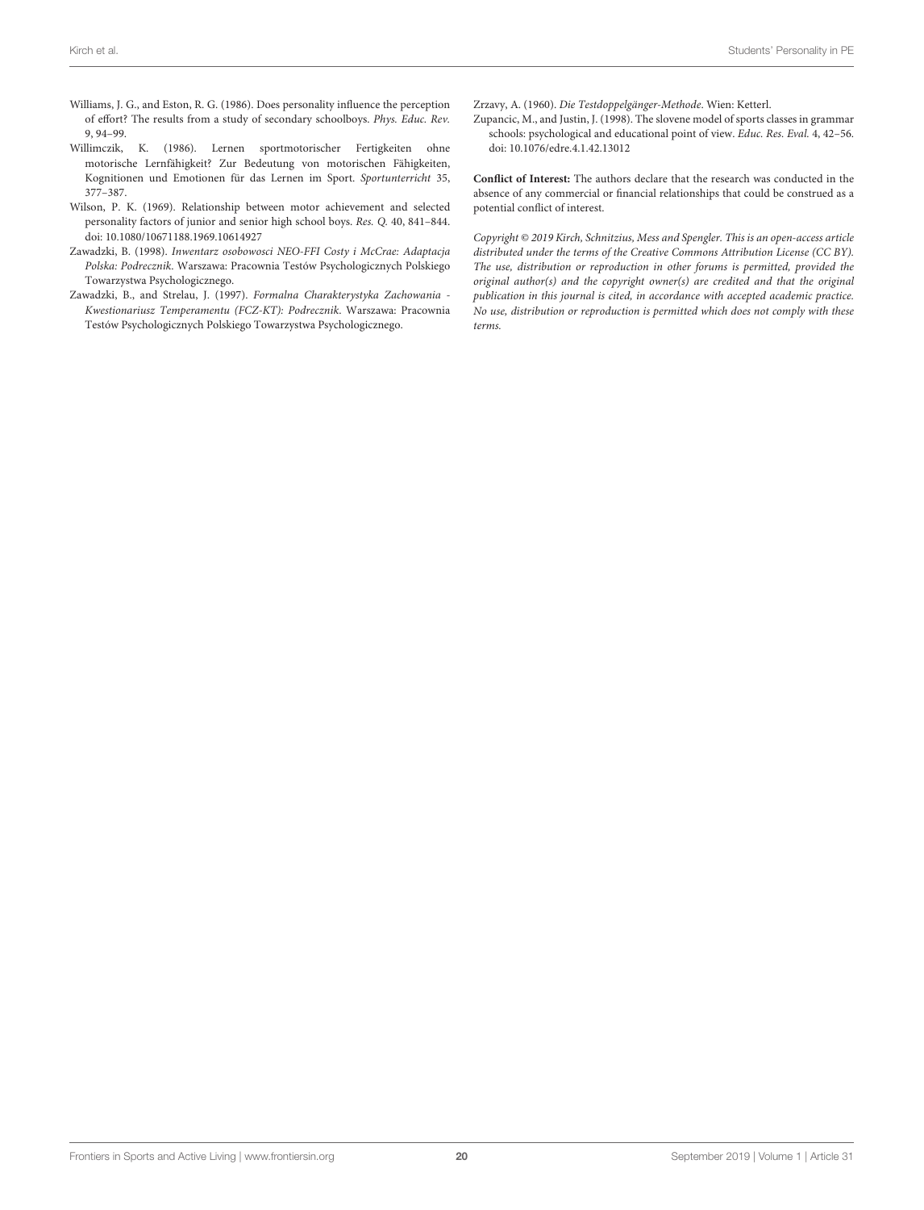Williams, J. G., and Eston, R. G. (1986). Does personality influence the perception of effort? The results from a study of secondary schoolboys. *Phys. Educ. Rev.* 9, 94–99.

Willimczik, K. (1986). Lernen sportmotorischer Fertigkeiten ohne motorische Lernfähigkeit? Zur Bedeutung von motorischen Fähigkeiten, Kognitionen und Emotionen für das Lernen im Sport. *Sportunterricht* 35, 377–387.

Wilson, P. K. (1969). Relationship between motor achievement and selected personality factors of junior and senior high school boys. *Res. Q.* 40, 841–844. doi: 10.1080/10671188.1969.10614927

Zawadzki, B. (1998). *Inwentarz osobowosci NEO-FFI Costy i McCrae: Adaptacja Polska: Podrecznik*. Warszawa: Pracownia Testów Psychologicznych Polskiego Towarzystwa Psychologicznego.

Zawadzki, B., and Strelau, J. (1997). *Formalna Charakterystyka Zachowania - Kwestionariusz Temperamentu (FCZ-KT): Podrecznik*. Warszawa: Pracownia Testów Psychologicznych Polskiego Towarzystwa Psychologicznego.

Zrzavy, A. (1960). *Die Testdoppelgänger-Methode*. Wien: Ketterl.

Zupancic, M., and Justin, J. (1998). The slovene model of sports classes in grammar schools: psychological and educational point of view. *Educ. Res. Eval.* 4, 42–56. doi: 10.1076/edre.4.1.42.13012

**Conflict of Interest:** The authors declare that the research was conducted in the absence of any commercial or financial relationships that could be construed as a potential conflict of interest.

*Copyright © 2019 Kirch, Schnitzius, Mess and Spengler. This is an open-access article distributed under the terms of the Creative Commons Attribution License (CC BY). The use, distribution or reproduction in other forums is permitted, provided the original author(s) and the copyright owner(s) are credited and that the original publication in this journal is cited, in accordance with accepted academic practice. No use, distribution or reproduction is permitted which does not comply with these terms.*